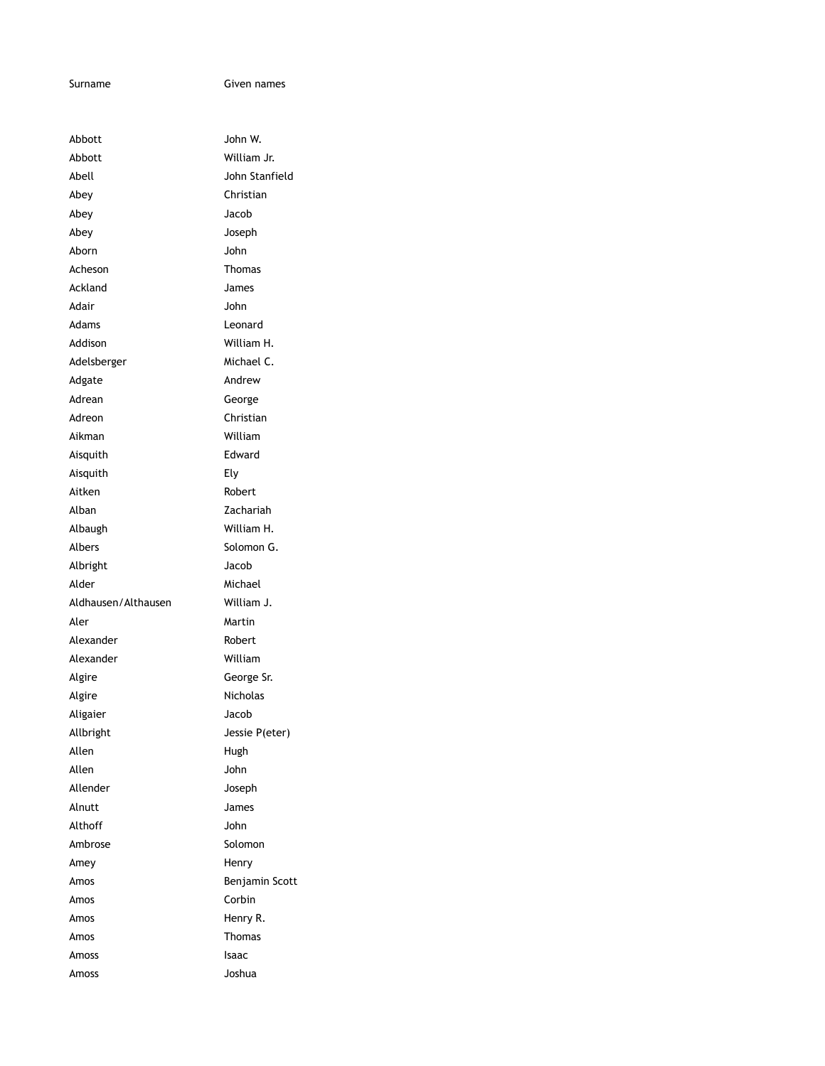| Surname | Given names |
|---|---|
| Abbott | John W. |
| Abbott | William Jr. |
| Abell | John Stanfield |
| Abey | Christian |
| Abey | Jacob |
| Abey | Joseph |
| Aborn | John |
| Acheson | Thomas |
| Ackland | James |
| Adair | John |
| Adams | Leonard |
| Addison | William H. |
| Adelsberger | Michael C. |
| Adgate | Andrew |
| Adrean | George |
| Adreon | Christian |
| Aikman | William |
| Aisquith | Edward |
| Aisquith | Ely |
| Aitken | Robert |
| Alban | Zachariah |
| Albaugh | William H. |
| Albers | Solomon G. |
| Albright | Jacob |
| Alder | Michael |
| Aldhausen/Althausen | William J. |
| Aler | Martin |
| Alexander | Robert |
| Alexander | William |
| Algire | George Sr. |
| Algire | Nicholas |
| Aligaier | Jacob |
| Allbright | Jessie P(eter) |
| Allen | Hugh |
| Allen | John |
| Allender | Joseph |
| Alnutt | James |
| Althoff | John |
| Ambrose | Solomon |
| Amey | Henry |
| Amos | Benjamin Scott |
| Amos | Corbin |
| Amos | Henry R. |
| Amos | Thomas |
| Amoss | Isaac |
| Amoss | Joshua |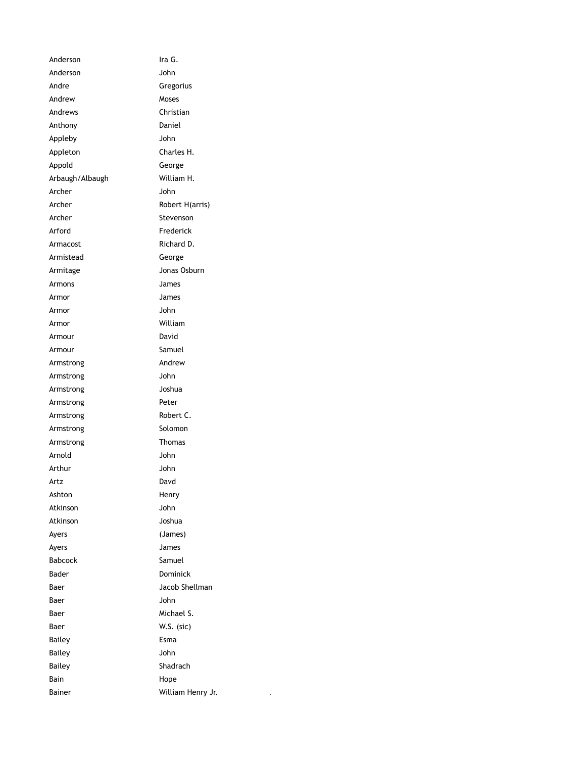| | |
|---|---|
| Anderson | Ira G. |
| Anderson | John |
| Andre | Gregorius |
| Andrew | Moses |
| Andrews | Christian |
| Anthony | Daniel |
| Appleby | John |
| Appleton | Charles H. |
| Appold | George |
| Arbaugh/Albaugh | William H. |
| Archer | John |
| Archer | Robert H(arris) |
| Archer | Stevenson |
| Arford | Frederick |
| Armacost | Richard D. |
| Armistead | George |
| Armitage | Jonas Osburn |
| Armons | James |
| Armor | James |
| Armor | John |
| Armor | William |
| Armour | David |
| Armour | Samuel |
| Armstrong | Andrew |
| Armstrong | John |
| Armstrong | Joshua |
| Armstrong | Peter |
| Armstrong | Robert C. |
| Armstrong | Solomon |
| Armstrong | Thomas |
| Arnold | John |
| Arthur | John |
| Artz | Davd |
| Ashton | Henry |
| Atkinson | John |
| Atkinson | Joshua |
| Ayers | (James) |
| Ayers | James |
| Babcock | Samuel |
| Bader | Dominick |
| Baer | Jacob Shellman |
| Baer | John |
| Baer | Michael S. |
| Baer | W.S. (sic) |
| Bailey | Esma |
| Bailey | John |
| Bailey | Shadrach |
| Bain | Hope |
| Bainer | William Henry Jr. |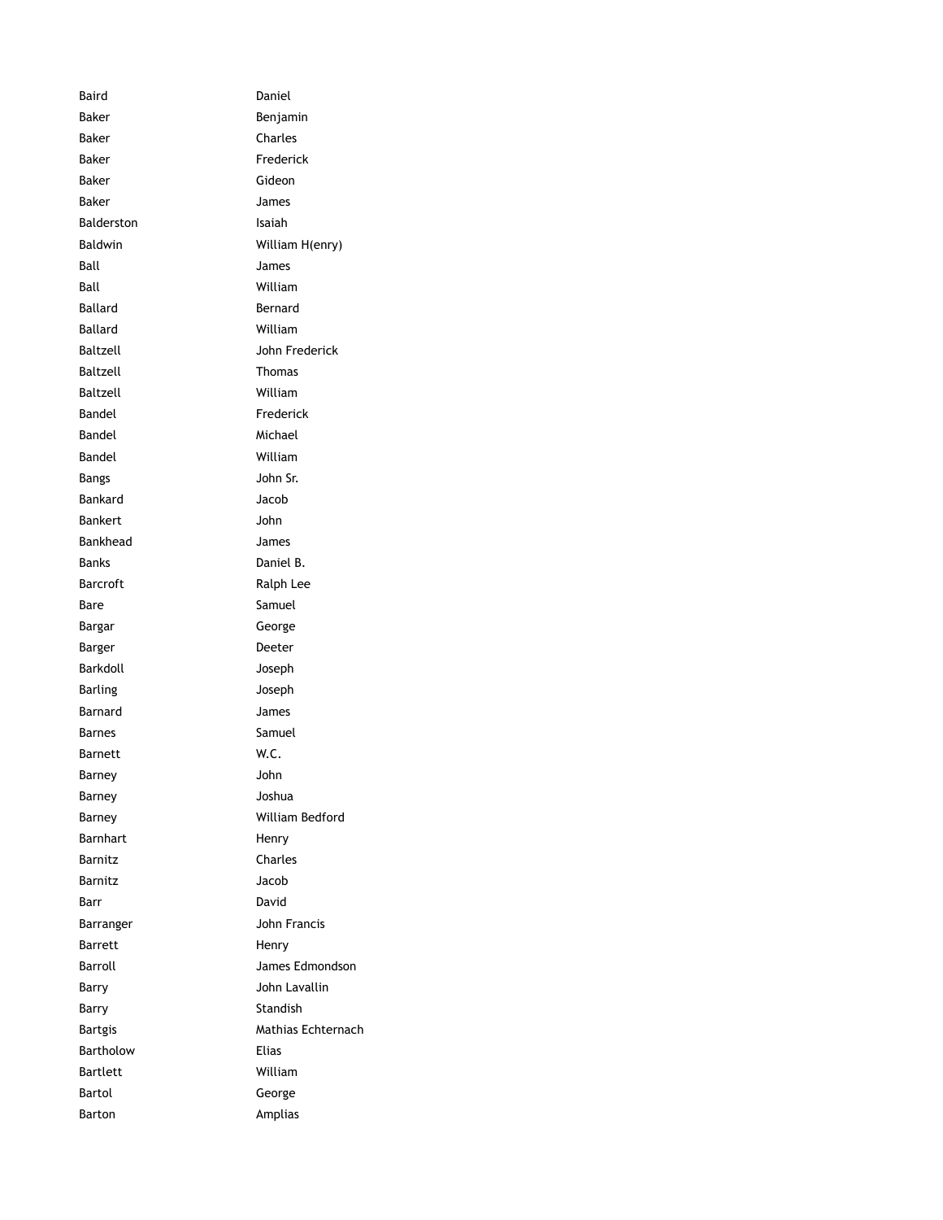| | |
|---|---|
| Baird | Daniel |
| Baker | Benjamin |
| Baker | Charles |
| Baker | Frederick |
| Baker | Gideon |
| Baker | James |
| Balderston | Isaiah |
| Baldwin | William H(enry) |
| Ball | James |
| Ball | William |
| Ballard | Bernard |
| Ballard | William |
| Baltzell | John Frederick |
| Baltzell | Thomas |
| Baltzell | William |
| Bandel | Frederick |
| Bandel | Michael |
| Bandel | William |
| Bangs | John Sr. |
| Bankard | Jacob |
| Bankert | John |
| Bankhead | James |
| Banks | Daniel B. |
| Barcroft | Ralph Lee |
| Bare | Samuel |
| Bargar | George |
| Barger | Deeter |
| Barkdoll | Joseph |
| Barling | Joseph |
| Barnard | James |
| Barnes | Samuel |
| Barnett | W.C. |
| Barney | John |
| Barney | Joshua |
| Barney | William Bedford |
| Barnhart | Henry |
| Barnitz | Charles |
| Barnitz | Jacob |
| Barr | David |
| Barranger | John Francis |
| Barrett | Henry |
| Barroll | James Edmondson |
| Barry | John Lavallin |
| Barry | Standish |
| Bartgis | Mathias Echternach |
| Bartholow | Elias |
| Bartlett | William |
| Bartol | George |
| Barton | Amplias |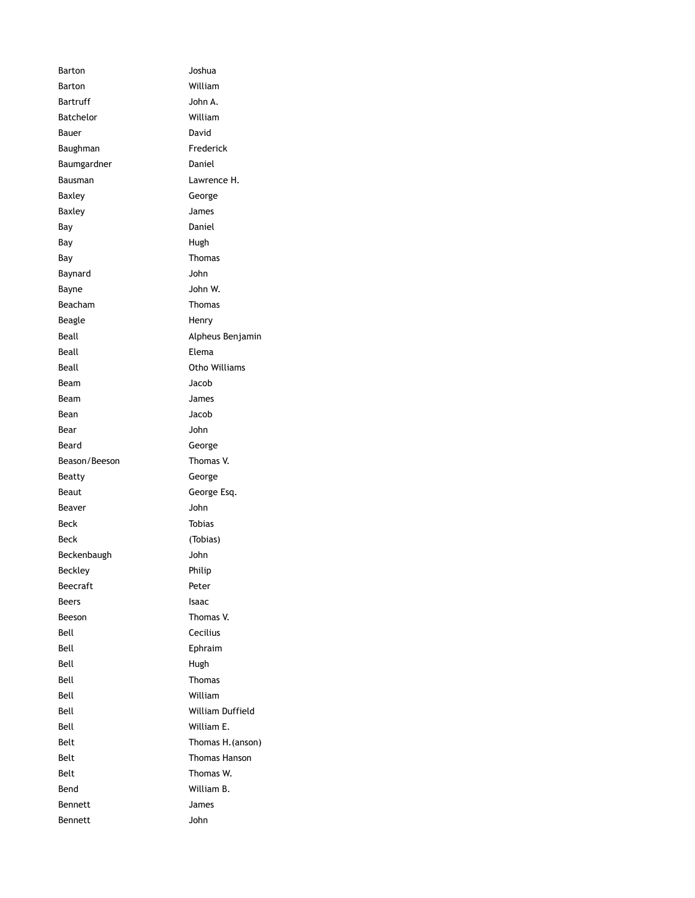| | |
|---|---|
| Barton | Joshua |
| Barton | William |
| Bartruff | John A. |
| Batchelor | William |
| Bauer | David |
| Baughman | Frederick |
| Baumgardner | Daniel |
| Bausman | Lawrence H. |
| Baxley | George |
| Baxley | James |
| Bay | Daniel |
| Bay | Hugh |
| Bay | Thomas |
| Baynard | John |
| Bayne | John W. |
| Beacham | Thomas |
| Beagle | Henry |
| Beall | Alpheus Benjamin |
| Beall | Elema |
| Beall | Otho Williams |
| Beam | Jacob |
| Beam | James |
| Bean | Jacob |
| Bear | John |
| Beard | George |
| Beason/Beeson | Thomas V. |
| Beatty | George |
| Beaut | George Esq. |
| Beaver | John |
| Beck | Tobias |
| Beck | (Tobias) |
| Beckenbaugh | John |
| Beckley | Philip |
| Beecraft | Peter |
| Beers | Isaac |
| Beeson | Thomas V. |
| Bell | Cecilius |
| Bell | Ephraim |
| Bell | Hugh |
| Bell | Thomas |
| Bell | William |
| Bell | William Duffield |
| Bell | William E. |
| Belt | Thomas H.(anson) |
| Belt | Thomas Hanson |
| Belt | Thomas W. |
| Bend | William B. |
| Bennett | James |
| Bennett | John |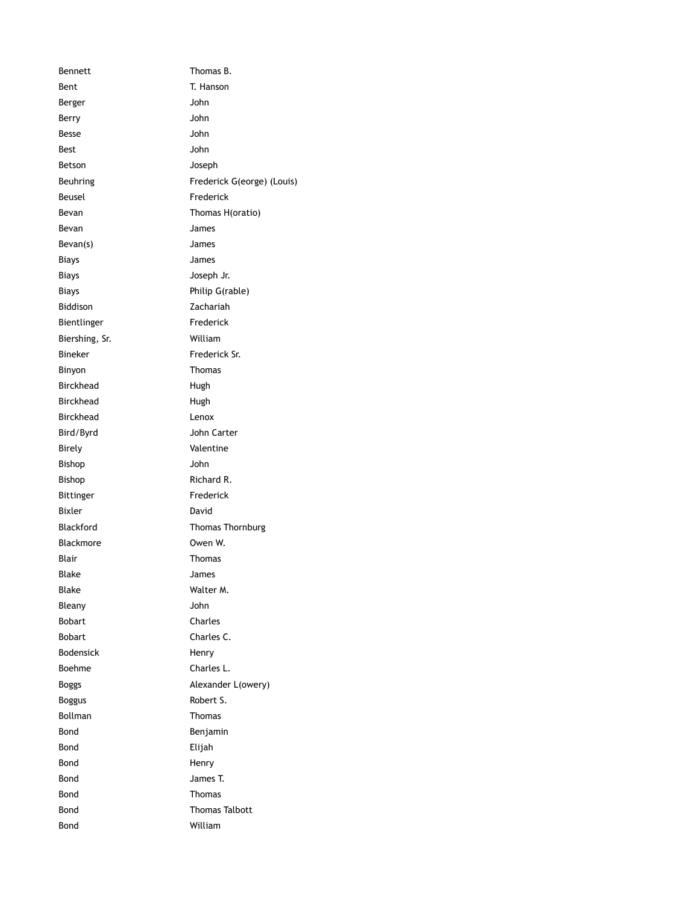| | |
|---|---|
| Bennett | Thomas B. |
| Bent | T. Hanson |
| Berger | John |
| Berry | John |
| Besse | John |
| Best | John |
| Betson | Joseph |
| Beuhring | Frederick G(eorge) (Louis) |
| Beusel | Frederick |
| Bevan | Thomas H(oratio) |
| Bevan | James |
| Bevan(s) | James |
| Biays | James |
| Biays | Joseph Jr. |
| Biays | Philip G(rable) |
| Biddison | Zachariah |
| Bientlinger | Frederick |
| Biershing, Sr. | William |
| Bineker | Frederick Sr. |
| Binyon | Thomas |
| Birckhead | Hugh |
| Birckhead | Hugh |
| Birckhead | Lenox |
| Bird/Byrd | John Carter |
| Birely | Valentine |
| Bishop | John |
| Bishop | Richard R. |
| Bittinger | Frederick |
| Bixler | David |
| Blackford | Thomas Thornburg |
| Blackmore | Owen W. |
| Blair | Thomas |
| Blake | James |
| Blake | Walter M. |
| Bleany | John |
| Bobart | Charles |
| Bobart | Charles C. |
| Bodensick | Henry |
| Boehme | Charles L. |
| Boggs | Alexander L(owery) |
| Boggus | Robert S. |
| Bollman | Thomas |
| Bond | Benjamin |
| Bond | Elijah |
| Bond | Henry |
| Bond | James T. |
| Bond | Thomas |
| Bond | Thomas Talbott |
| Bond | William |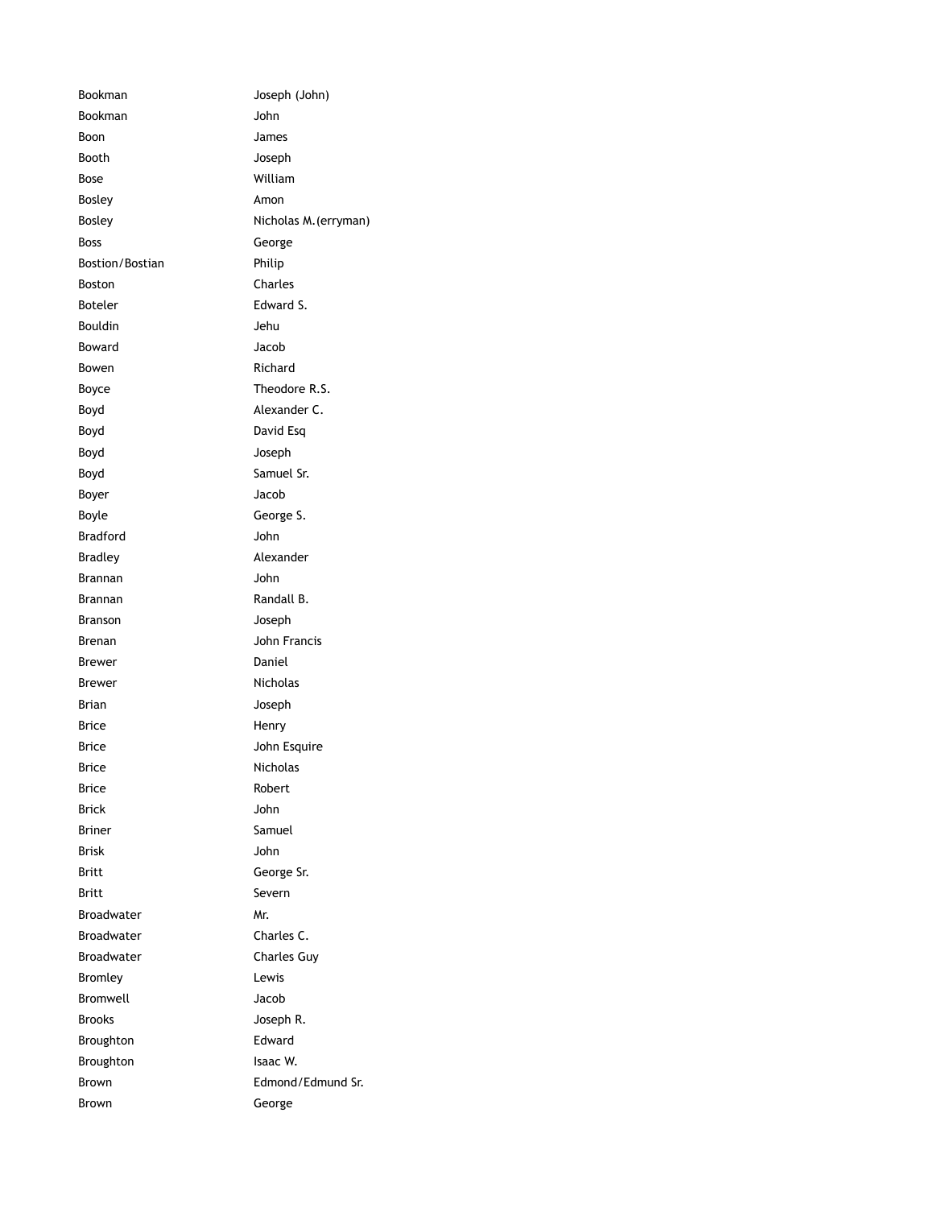| | |
|---|---|
| Bookman | Joseph (John) |
| Bookman | John |
| Boon | James |
| Booth | Joseph |
| Bose | William |
| Bosley | Amon |
| Bosley | Nicholas M.(erryman) |
| Boss | George |
| Bostion/Bostian | Philip |
| Boston | Charles |
| Boteler | Edward S. |
| Bouldin | Jehu |
| Boward | Jacob |
| Bowen | Richard |
| Boyce | Theodore R.S. |
| Boyd | Alexander C. |
| Boyd | David Esq |
| Boyd | Joseph |
| Boyd | Samuel Sr. |
| Boyer | Jacob |
| Boyle | George S. |
| Bradford | John |
| Bradley | Alexander |
| Brannan | John |
| Brannan | Randall B. |
| Branson | Joseph |
| Brenan | John Francis |
| Brewer | Daniel |
| Brewer | Nicholas |
| Brian | Joseph |
| Brice | Henry |
| Brice | John Esquire |
| Brice | Nicholas |
| Brice | Robert |
| Brick | John |
| Briner | Samuel |
| Brisk | John |
| Britt | George Sr. |
| Britt | Severn |
| Broadwater | Mr. |
| Broadwater | Charles C. |
| Broadwater | Charles Guy |
| Bromley | Lewis |
| Bromwell | Jacob |
| Brooks | Joseph R. |
| Broughton | Edward |
| Broughton | Isaac W. |
| Brown | Edmond/Edmund Sr. |
| Brown | George |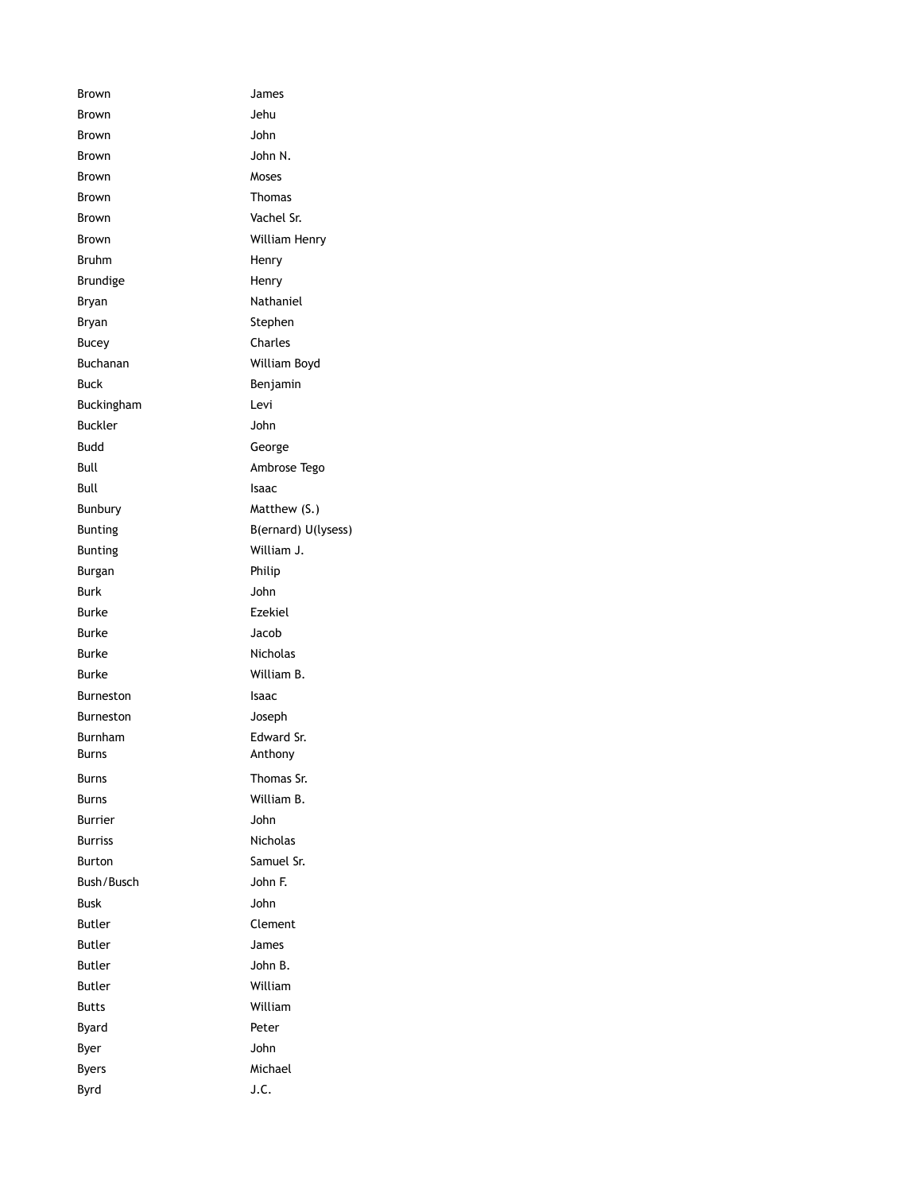| | |
|---|---|
| Brown | James |
| Brown | Jehu |
| Brown | John |
| Brown | John N. |
| Brown | Moses |
| Brown | Thomas |
| Brown | Vachel Sr. |
| Brown | William Henry |
| Bruhm | Henry |
| Brundige | Henry |
| Bryan | Nathaniel |
| Bryan | Stephen |
| Bucey | Charles |
| Buchanan | William Boyd |
| Buck | Benjamin |
| Buckingham | Levi |
| Buckler | John |
| Budd | George |
| Bull | Ambrose Tego |
| Bull | Isaac |
| Bunbury | Matthew (S.) |
| Bunting | B(ernard) U(lysess) |
| Bunting | William J. |
| Burgan | Philip |
| Burk | John |
| Burke | Ezekiel |
| Burke | Jacob |
| Burke | Nicholas |
| Burke | William B. |
| Burneston | Isaac |
| Burneston | Joseph |
| Burnham | Edward Sr. |
| Burns | Anthony |
| Burns | Thomas Sr. |
| Burns | William B. |
| Burrier | John |
| Burriss | Nicholas |
| Burton | Samuel Sr. |
| Bush/Busch | John F. |
| Busk | John |
| Butler | Clement |
| Butler | James |
| Butler | John B. |
| Butler | William |
| Butts | William |
| Byard | Peter |
| Byer | John |
| Byers | Michael |
| Byrd | J.C. |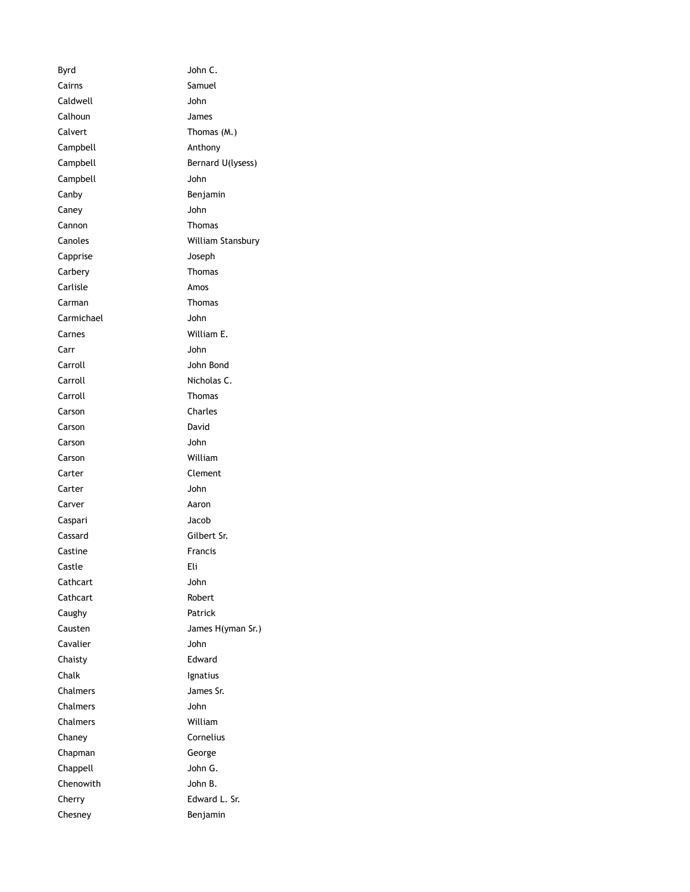| | |
|---|---|
| Byrd | John C. |
| Cairns | Samuel |
| Caldwell | John |
| Calhoun | James |
| Calvert | Thomas (M.) |
| Campbell | Anthony |
| Campbell | Bernard U(lysess) |
| Campbell | John |
| Canby | Benjamin |
| Caney | John |
| Cannon | Thomas |
| Canoles | William Stansbury |
| Capprise | Joseph |
| Carbery | Thomas |
| Carlisle | Amos |
| Carman | Thomas |
| Carmichael | John |
| Carnes | William E. |
| Carr | John |
| Carroll | John Bond |
| Carroll | Nicholas C. |
| Carroll | Thomas |
| Carson | Charles |
| Carson | David |
| Carson | John |
| Carson | William |
| Carter | Clement |
| Carter | John |
| Carver | Aaron |
| Caspari | Jacob |
| Cassard | Gilbert Sr. |
| Castine | Francis |
| Castle | Eli |
| Cathcart | John |
| Cathcart | Robert |
| Caughy | Patrick |
| Causten | James H(yman Sr.) |
| Cavalier | John |
| Chaisty | Edward |
| Chalk | Ignatius |
| Chalmers | James Sr. |
| Chalmers | John |
| Chalmers | William |
| Chaney | Cornelius |
| Chapman | George |
| Chappell | John G. |
| Chenowith | John B. |
| Cherry | Edward L. Sr. |
| Chesney | Benjamin |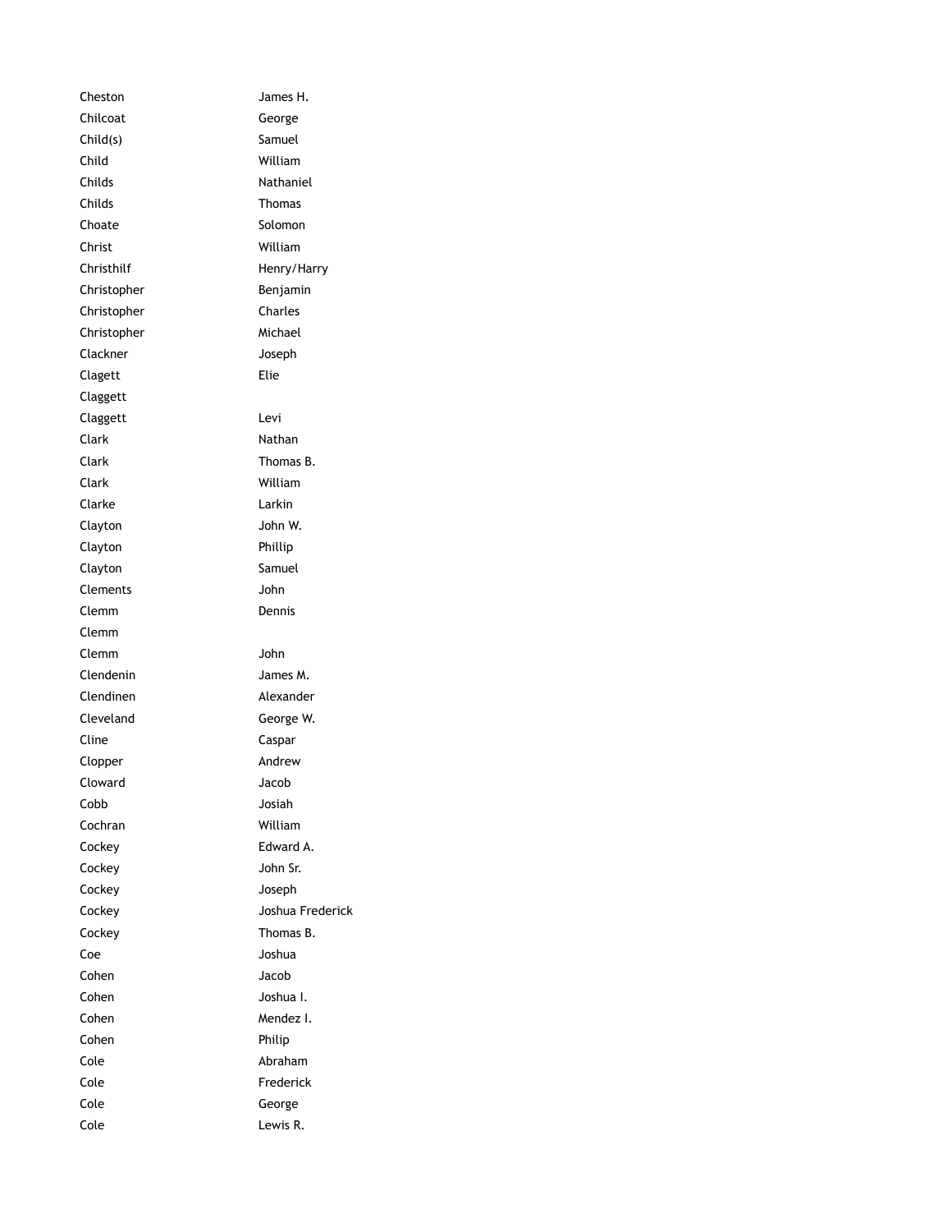| | |
|---|---|
| Cheston | James H. |
| Chilcoat | George |
| Child(s) | Samuel |
| Child | William |
| Childs | Nathaniel |
| Childs | Thomas |
| Choate | Solomon |
| Christ | William |
| Christhilf | Henry/Harry |
| Christopher | Benjamin |
| Christopher | Charles |
| Christopher | Michael |
| Clackner | Joseph |
| Clagett | Elie |
| Claggett | |
| Claggett | Levi |
| Clark | Nathan |
| Clark | Thomas B. |
| Clark | William |
| Clarke | Larkin |
| Clayton | John W. |
| Clayton | Phillip |
| Clayton | Samuel |
| Clements | John |
| Clemm | Dennis |
| Clemm | |
| Clemm | John |
| Clendenin | James M. |
| Clendinen | Alexander |
| Cleveland | George W. |
| Cline | Caspar |
| Clopper | Andrew |
| Cloward | Jacob |
| Cobb | Josiah |
| Cochran | William |
| Cockey | Edward A. |
| Cockey | John Sr. |
| Cockey | Joseph |
| Cockey | Joshua Frederick |
| Cockey | Thomas B. |
| Coe | Joshua |
| Cohen | Jacob |
| Cohen | Joshua I. |
| Cohen | Mendez I. |
| Cohen | Philip |
| Cole | Abraham |
| Cole | Frederick |
| Cole | George |
| Cole | Lewis R. |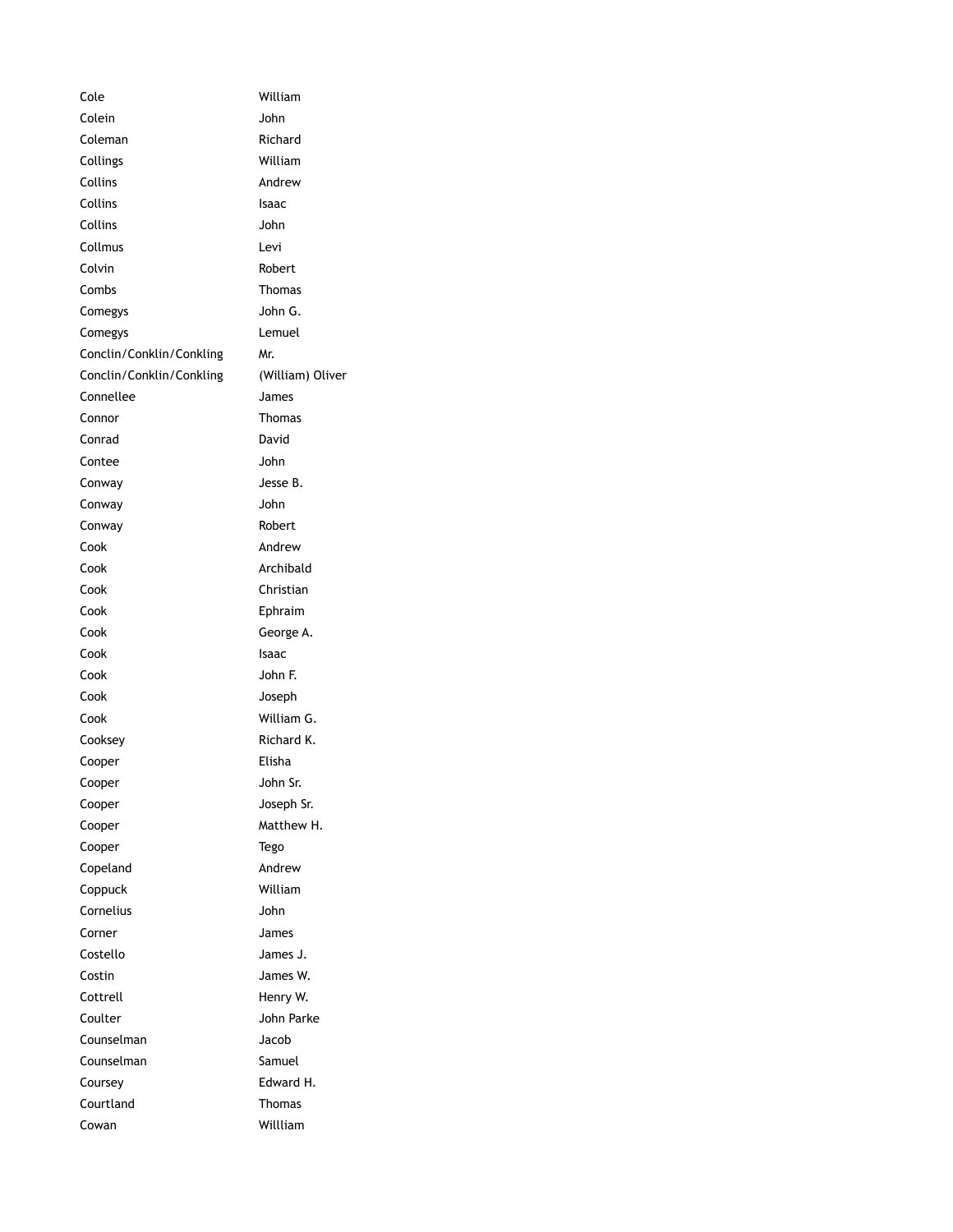| | |
|---|---|
| Cole | William |
| Colein | John |
| Coleman | Richard |
| Collings | William |
| Collins | Andrew |
| Collins | Isaac |
| Collins | John |
| Collmus | Levi |
| Colvin | Robert |
| Combs | Thomas |
| Comegys | John G. |
| Comegys | Lemuel |
| Conclin/Conklin/Conkling | Mr. |
| Conclin/Conklin/Conkling | (William) Oliver |
| Connellee | James |
| Connor | Thomas |
| Conrad | David |
| Contee | John |
| Conway | Jesse B. |
| Conway | John |
| Conway | Robert |
| Cook | Andrew |
| Cook | Archibald |
| Cook | Christian |
| Cook | Ephraim |
| Cook | George A. |
| Cook | Isaac |
| Cook | John F. |
| Cook | Joseph |
| Cook | William G. |
| Cooksey | Richard K. |
| Cooper | Elisha |
| Cooper | John Sr. |
| Cooper | Joseph Sr. |
| Cooper | Matthew H. |
| Cooper | Tego |
| Copeland | Andrew |
| Coppuck | William |
| Cornelius | John |
| Corner | James |
| Costello | James J. |
| Costin | James W. |
| Cottrell | Henry W. |
| Coulter | John Parke |
| Counselman | Jacob |
| Counselman | Samuel |
| Coursey | Edward H. |
| Courtland | Thomas |
| Cowan | Willliam |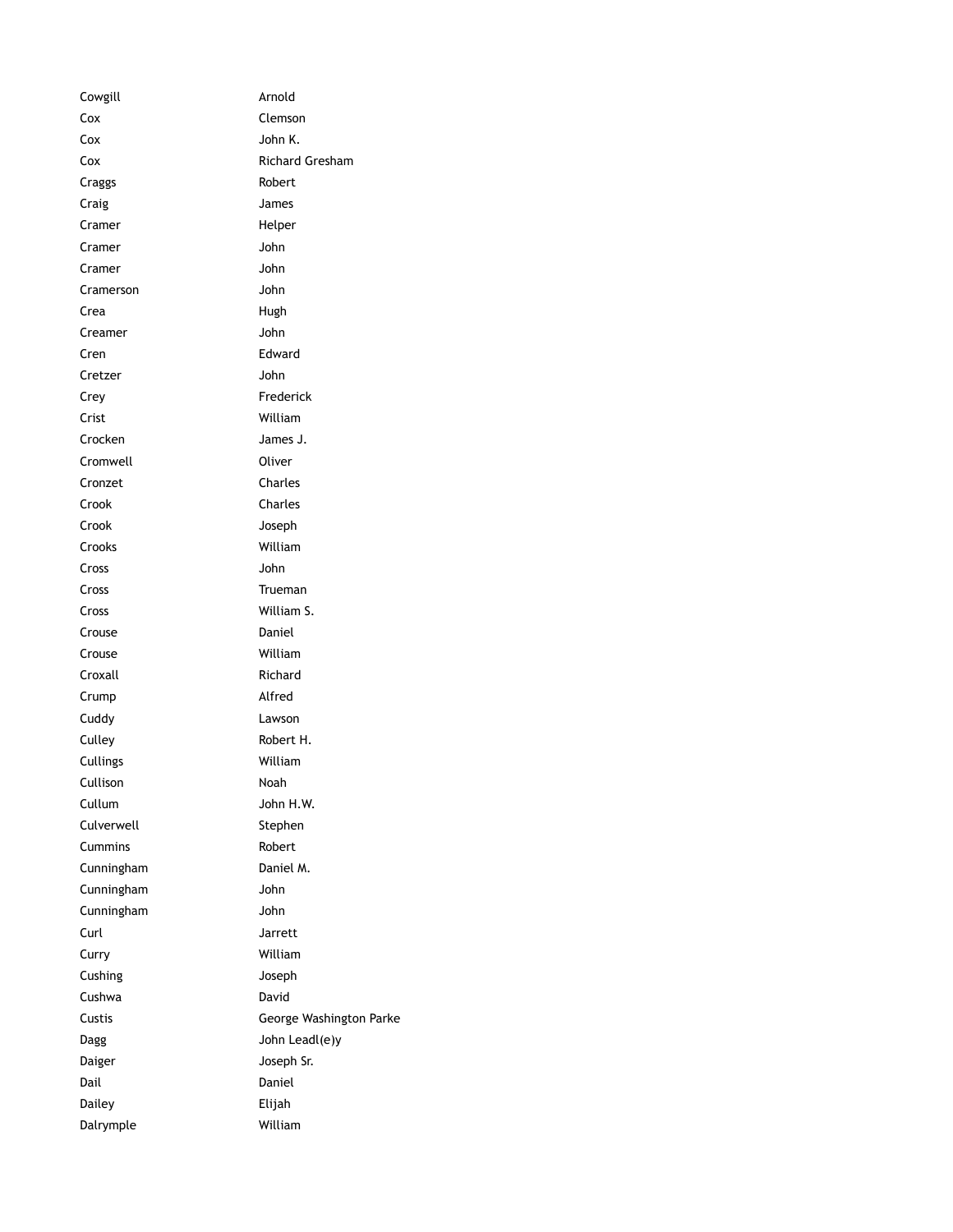| | |
|---|---|
| Cowgill | Arnold |
| Cox | Clemson |
| Cox | John K. |
| Cox | Richard Gresham |
| Craggs | Robert |
| Craig | James |
| Cramer | Helper |
| Cramer | John |
| Cramer | John |
| Cramerson | John |
| Crea | Hugh |
| Creamer | John |
| Cren | Edward |
| Cretzer | John |
| Crey | Frederick |
| Crist | William |
| Crocken | James J. |
| Cromwell | Oliver |
| Cronzet | Charles |
| Crook | Charles |
| Crook | Joseph |
| Crooks | William |
| Cross | John |
| Cross | Trueman |
| Cross | William S. |
| Crouse | Daniel |
| Crouse | William |
| Croxall | Richard |
| Crump | Alfred |
| Cuddy | Lawson |
| Culley | Robert H. |
| Cullings | William |
| Cullison | Noah |
| Cullum | John H.W. |
| Culverwell | Stephen |
| Cummins | Robert |
| Cunningham | Daniel M. |
| Cunningham | John |
| Cunningham | John |
| Curl | Jarrett |
| Curry | William |
| Cushing | Joseph |
| Cushwa | David |
| Custis | George Washington Parke |
| Dagg | John Leadl(e)y |
| Daiger | Joseph Sr. |
| Dail | Daniel |
| Dailey | Elijah |
| Dalrymple | William |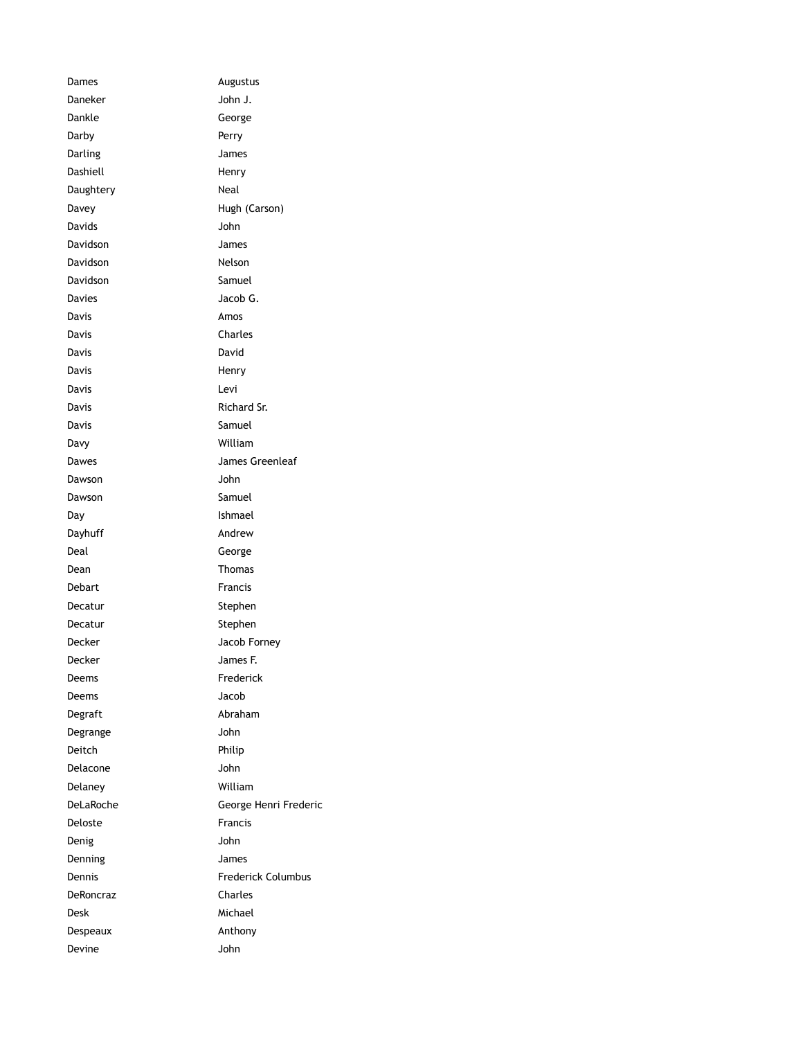| | |
|---|---|
| Dames | Augustus |
| Daneker | John J. |
| Dankle | George |
| Darby | Perry |
| Darling | James |
| Dashiell | Henry |
| Daughtery | Neal |
| Davey | Hugh (Carson) |
| Davids | John |
| Davidson | James |
| Davidson | Nelson |
| Davidson | Samuel |
| Davies | Jacob G. |
| Davis | Amos |
| Davis | Charles |
| Davis | David |
| Davis | Henry |
| Davis | Levi |
| Davis | Richard Sr. |
| Davis | Samuel |
| Davy | William |
| Dawes | James Greenleaf |
| Dawson | John |
| Dawson | Samuel |
| Day | Ishmael |
| Dayhuff | Andrew |
| Deal | George |
| Dean | Thomas |
| Debart | Francis |
| Decatur | Stephen |
| Decatur | Stephen |
| Decker | Jacob Forney |
| Decker | James F. |
| Deems | Frederick |
| Deems | Jacob |
| Degraft | Abraham |
| Degrange | John |
| Deitch | Philip |
| Delacone | John |
| Delaney | William |
| DeLaRoche | George Henri Frederic |
| Deloste | Francis |
| Denig | John |
| Denning | James |
| Dennis | Frederick Columbus |
| DeRoncraz | Charles |
| Desk | Michael |
| Despeaux | Anthony |
| Devine | John |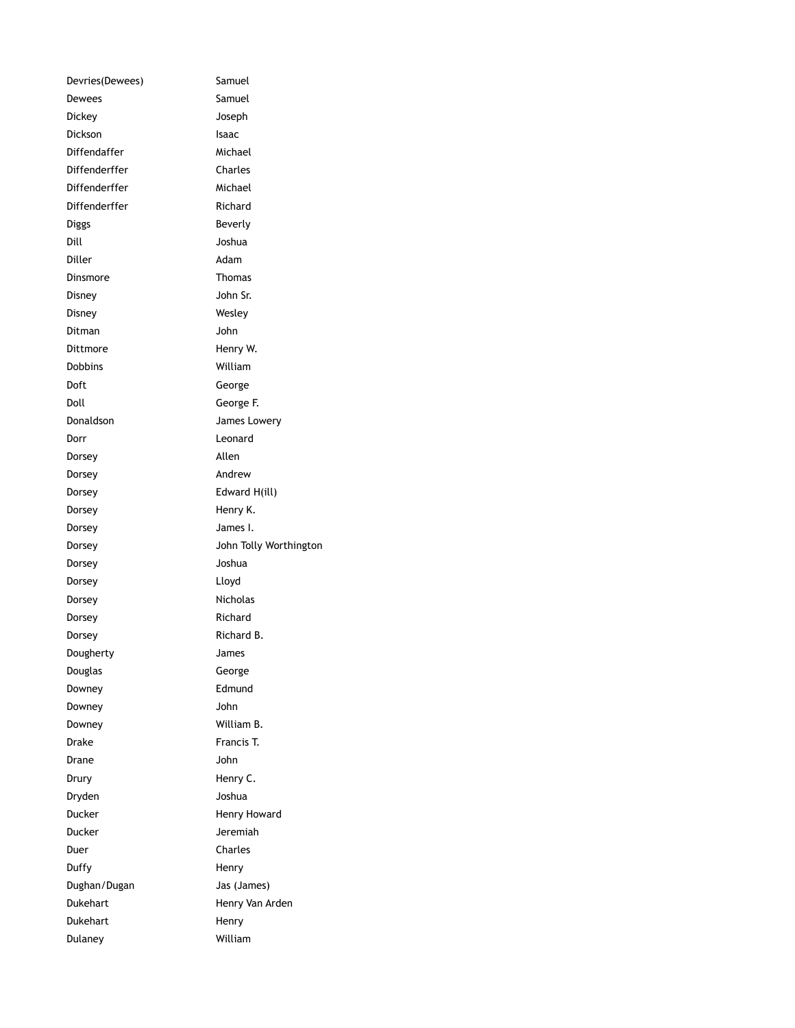| | |
|---|---|
| Devries(Dewees) | Samuel |
| Dewees | Samuel |
| Dickey | Joseph |
| Dickson | Isaac |
| Diffendaffer | Michael |
| Diffenderffer | Charles |
| Diffenderffer | Michael |
| Diffenderffer | Richard |
| Diggs | Beverly |
| Dill | Joshua |
| Diller | Adam |
| Dinsmore | Thomas |
| Disney | John Sr. |
| Disney | Wesley |
| Ditman | John |
| Dittmore | Henry W. |
| Dobbins | William |
| Doft | George |
| Doll | George F. |
| Donaldson | James Lowery |
| Dorr | Leonard |
| Dorsey | Allen |
| Dorsey | Andrew |
| Dorsey | Edward H(ill) |
| Dorsey | Henry K. |
| Dorsey | James I. |
| Dorsey | John Tolly Worthington |
| Dorsey | Joshua |
| Dorsey | Lloyd |
| Dorsey | Nicholas |
| Dorsey | Richard |
| Dorsey | Richard B. |
| Dougherty | James |
| Douglas | George |
| Downey | Edmund |
| Downey | John |
| Downey | William B. |
| Drake | Francis T. |
| Drane | John |
| Drury | Henry C. |
| Dryden | Joshua |
| Ducker | Henry Howard |
| Ducker | Jeremiah |
| Duer | Charles |
| Duffy | Henry |
| Dughan/Dugan | Jas (James) |
| Dukehart | Henry Van Arden |
| Dukehart | Henry |
| Dulaney | William |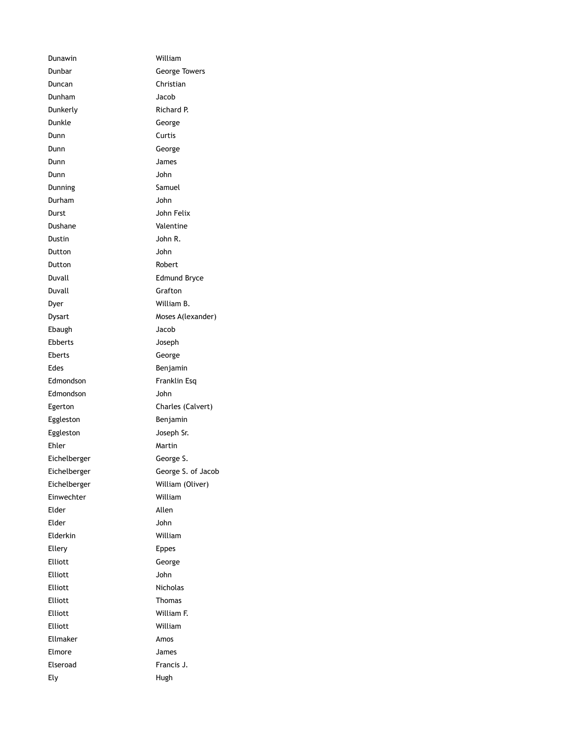| | |
|---|---|
| Dunawin | William |
| Dunbar | George Towers |
| Duncan | Christian |
| Dunham | Jacob |
| Dunkerly | Richard P. |
| Dunkle | George |
| Dunn | Curtis |
| Dunn | George |
| Dunn | James |
| Dunn | John |
| Dunning | Samuel |
| Durham | John |
| Durst | John Felix |
| Dushane | Valentine |
| Dustin | John R. |
| Dutton | John |
| Dutton | Robert |
| Duvall | Edmund Bryce |
| Duvall | Grafton |
| Dyer | William B. |
| Dysart | Moses A(lexander) |
| Ebaugh | Jacob |
| Ebberts | Joseph |
| Eberts | George |
| Edes | Benjamin |
| Edmondson | Franklin Esq |
| Edmondson | John |
| Egerton | Charles (Calvert) |
| Eggleston | Benjamin |
| Eggleston | Joseph Sr. |
| Ehler | Martin |
| Eichelberger | George S. |
| Eichelberger | George S. of Jacob |
| Eichelberger | William (Oliver) |
| Einwechter | William |
| Elder | Allen |
| Elder | John |
| Elderkin | William |
| Ellery | Eppes |
| Elliott | George |
| Elliott | John |
| Elliott | Nicholas |
| Elliott | Thomas |
| Elliott | William F. |
| Elliott | William |
| Ellmaker | Amos |
| Elmore | James |
| Elseroad | Francis J. |
| Ely | Hugh |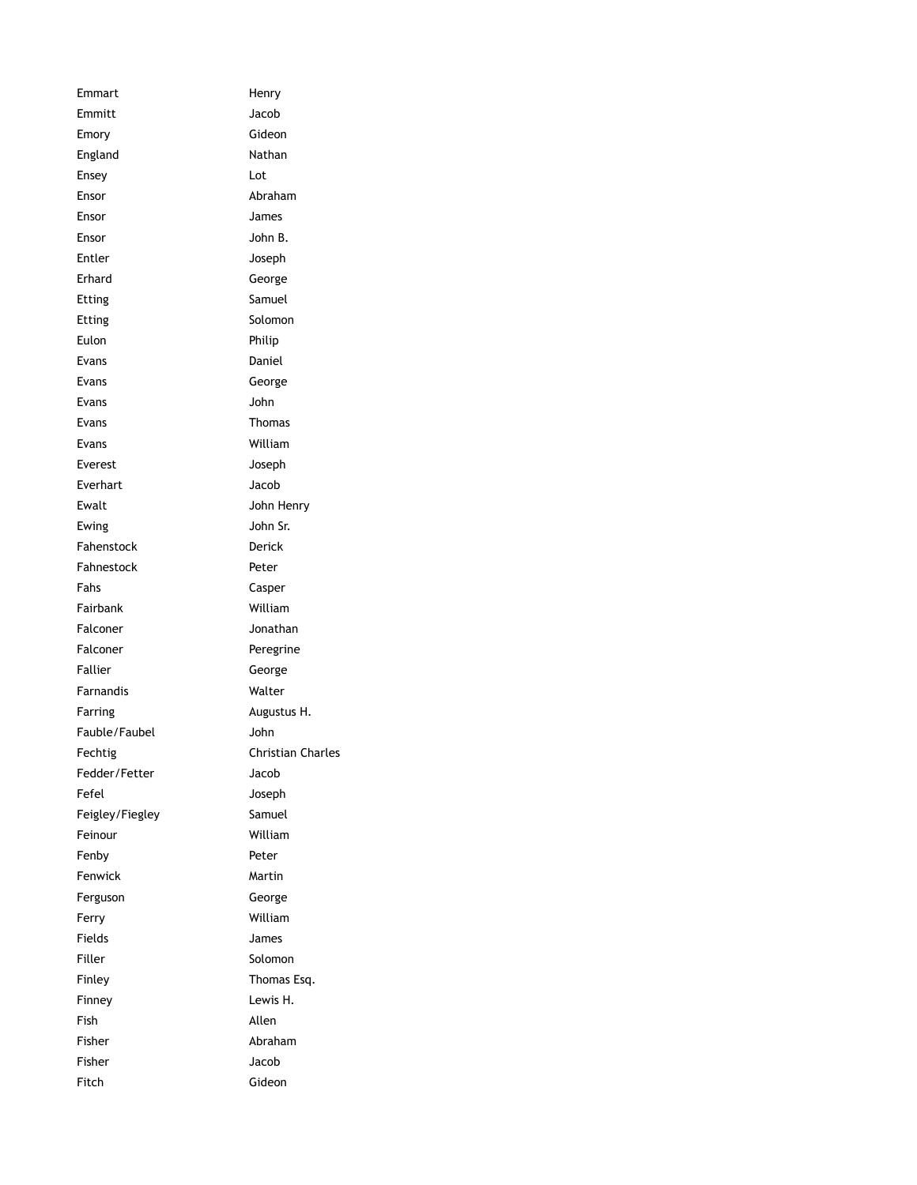| | |
|---|---|
| Emmart | Henry |
| Emmitt | Jacob |
| Emory | Gideon |
| England | Nathan |
| Ensey | Lot |
| Ensor | Abraham |
| Ensor | James |
| Ensor | John B. |
| Entler | Joseph |
| Erhard | George |
| Etting | Samuel |
| Etting | Solomon |
| Eulon | Philip |
| Evans | Daniel |
| Evans | George |
| Evans | John |
| Evans | Thomas |
| Evans | William |
| Everest | Joseph |
| Everhart | Jacob |
| Ewalt | John Henry |
| Ewing | John Sr. |
| Fahenstock | Derick |
| Fahnestock | Peter |
| Fahs | Casper |
| Fairbank | William |
| Falconer | Jonathan |
| Falconer | Peregrine |
| Fallier | George |
| Farnandis | Walter |
| Farring | Augustus H. |
| Fauble/Faubel | John |
| Fechtig | Christian Charles |
| Fedder/Fetter | Jacob |
| Fefel | Joseph |
| Feigley/Fiegley | Samuel |
| Feinour | William |
| Fenby | Peter |
| Fenwick | Martin |
| Ferguson | George |
| Ferry | William |
| Fields | James |
| Filler | Solomon |
| Finley | Thomas Esq. |
| Finney | Lewis H. |
| Fish | Allen |
| Fisher | Abraham |
| Fisher | Jacob |
| Fitch | Gideon |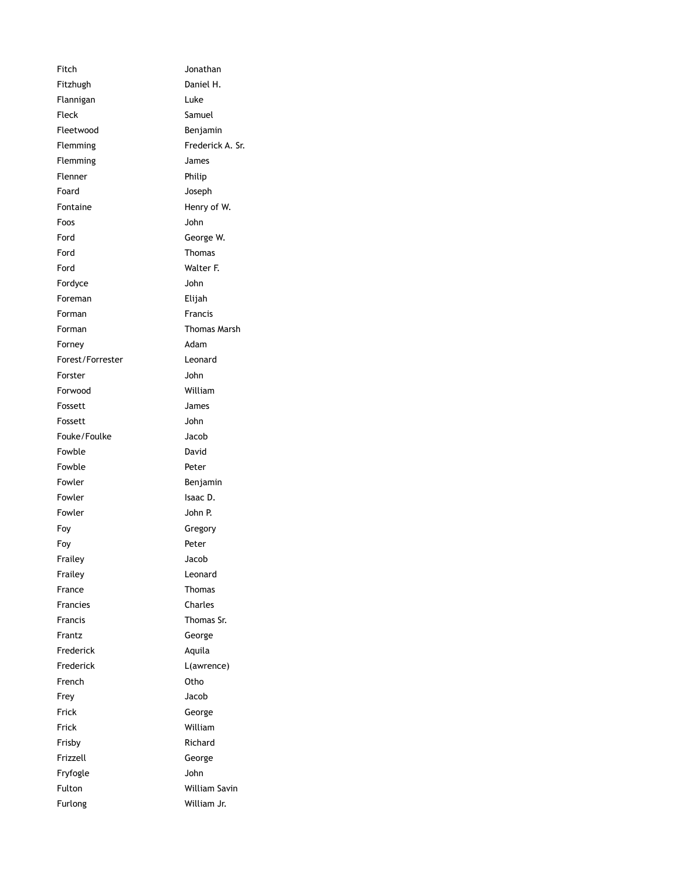| | |
|---|---|
| Fitch | Jonathan |
| Fitzhugh | Daniel H. |
| Flannigan | Luke |
| Fleck | Samuel |
| Fleetwood | Benjamin |
| Flemming | Frederick A. Sr. |
| Flemming | James |
| Flenner | Philip |
| Foard | Joseph |
| Fontaine | Henry of W. |
| Foos | John |
| Ford | George W. |
| Ford | Thomas |
| Ford | Walter F. |
| Fordyce | John |
| Foreman | Elijah |
| Forman | Francis |
| Forman | Thomas Marsh |
| Forney | Adam |
| Forest/Forrester | Leonard |
| Forster | John |
| Forwood | William |
| Fossett | James |
| Fossett | John |
| Fouke/Foulke | Jacob |
| Fowble | David |
| Fowble | Peter |
| Fowler | Benjamin |
| Fowler | Isaac D. |
| Fowler | John P. |
| Foy | Gregory |
| Foy | Peter |
| Frailey | Jacob |
| Frailey | Leonard |
| France | Thomas |
| Francies | Charles |
| Francis | Thomas Sr. |
| Frantz | George |
| Frederick | Aquila |
| Frederick | L(awrence) |
| French | Otho |
| Frey | Jacob |
| Frick | George |
| Frick | William |
| Frisby | Richard |
| Frizzell | George |
| Fryfogle | John |
| Fulton | William Savin |
| Furlong | William Jr. |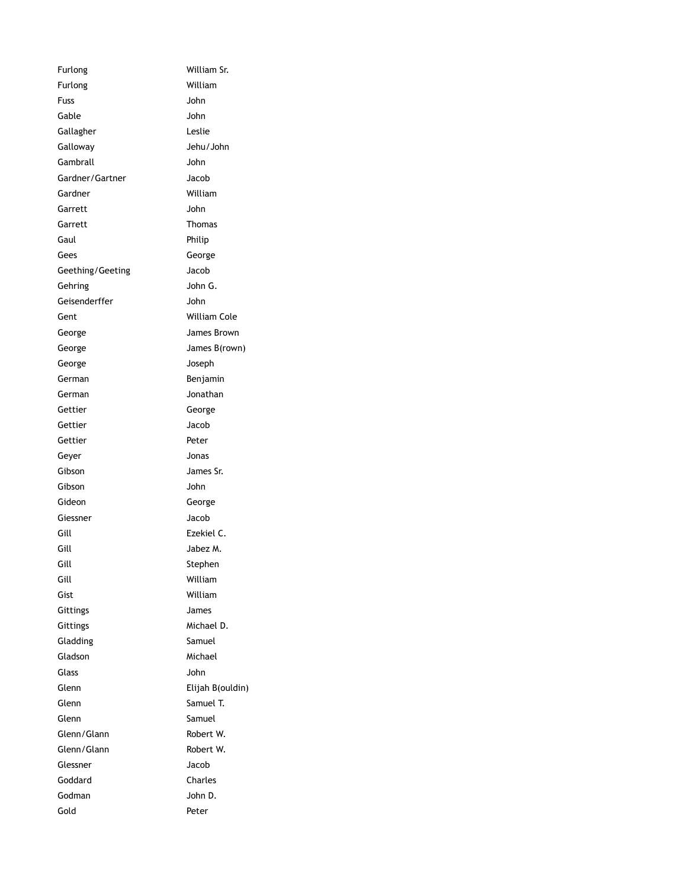| | |
|---|---|
| Furlong | William Sr. |
| Furlong | William |
| Fuss | John |
| Gable | John |
| Gallagher | Leslie |
| Galloway | Jehu/John |
| Gambrall | John |
| Gardner/Gartner | Jacob |
| Gardner | William |
| Garrett | John |
| Garrett | Thomas |
| Gaul | Philip |
| Gees | George |
| Geething/Geeting | Jacob |
| Gehring | John G. |
| Geisenderffer | John |
| Gent | William Cole |
| George | James Brown |
| George | James B(rown) |
| George | Joseph |
| German | Benjamin |
| German | Jonathan |
| Gettier | George |
| Gettier | Jacob |
| Gettier | Peter |
| Geyer | Jonas |
| Gibson | James Sr. |
| Gibson | John |
| Gideon | George |
| Giessner | Jacob |
| Gill | Ezekiel C. |
| Gill | Jabez M. |
| Gill | Stephen |
| Gill | William |
| Gist | William |
| Gittings | James |
| Gittings | Michael D. |
| Gladding | Samuel |
| Gladson | Michael |
| Glass | John |
| Glenn | Elijah B(ouldin) |
| Glenn | Samuel T. |
| Glenn | Samuel |
| Glenn/Glann | Robert W. |
| Glenn/Glann | Robert W. |
| Glessner | Jacob |
| Goddard | Charles |
| Godman | John D. |
| Gold | Peter |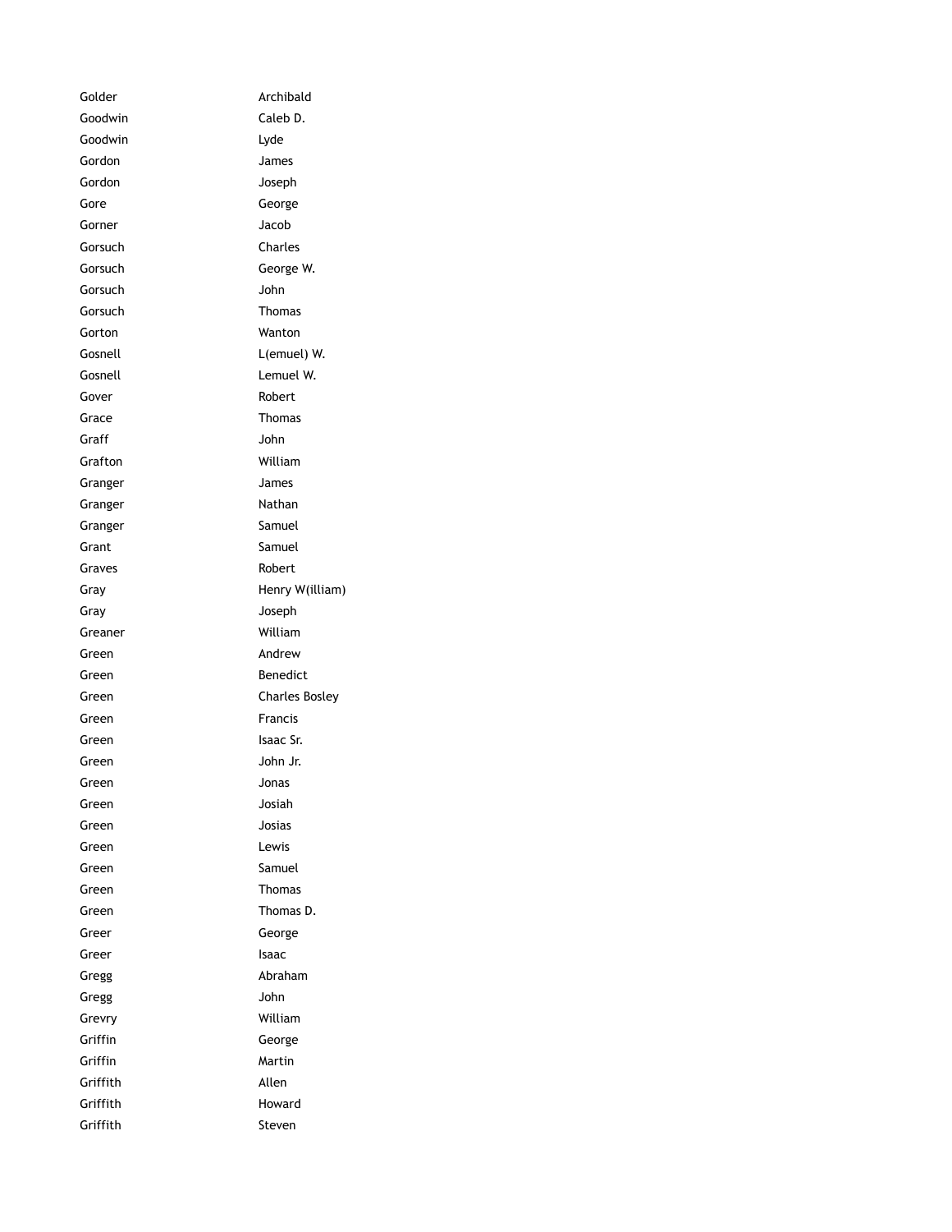| | |
|---|---|
| Golder | Archibald |
| Goodwin | Caleb D. |
| Goodwin | Lyde |
| Gordon | James |
| Gordon | Joseph |
| Gore | George |
| Gorner | Jacob |
| Gorsuch | Charles |
| Gorsuch | George W. |
| Gorsuch | John |
| Gorsuch | Thomas |
| Gorton | Wanton |
| Gosnell | L(emuel) W. |
| Gosnell | Lemuel W. |
| Gover | Robert |
| Grace | Thomas |
| Graff | John |
| Grafton | William |
| Granger | James |
| Granger | Nathan |
| Granger | Samuel |
| Grant | Samuel |
| Graves | Robert |
| Gray | Henry W(illiam) |
| Gray | Joseph |
| Greaner | William |
| Green | Andrew |
| Green | Benedict |
| Green | Charles Bosley |
| Green | Francis |
| Green | Isaac Sr. |
| Green | John Jr. |
| Green | Jonas |
| Green | Josiah |
| Green | Josias |
| Green | Lewis |
| Green | Samuel |
| Green | Thomas |
| Green | Thomas D. |
| Greer | George |
| Greer | Isaac |
| Gregg | Abraham |
| Gregg | John |
| Grevry | William |
| Griffin | George |
| Griffin | Martin |
| Griffith | Allen |
| Griffith | Howard |
| Griffith | Steven |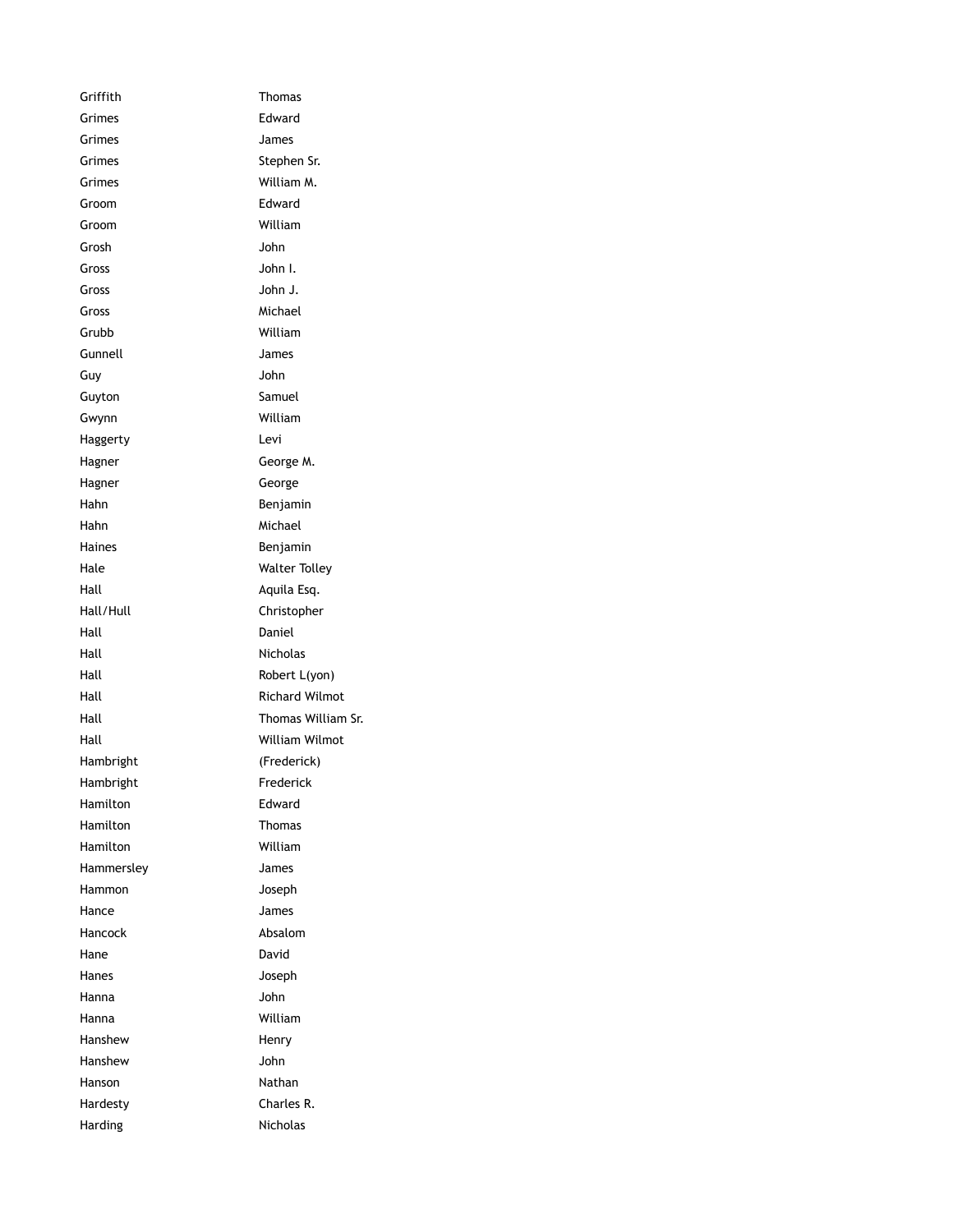| | |
|---|---|
| Griffith | Thomas |
| Grimes | Edward |
| Grimes | James |
| Grimes | Stephen Sr. |
| Grimes | William M. |
| Groom | Edward |
| Groom | William |
| Grosh | John |
| Gross | John I. |
| Gross | John J. |
| Gross | Michael |
| Grubb | William |
| Gunnell | James |
| Guy | John |
| Guyton | Samuel |
| Gwynn | William |
| Haggerty | Levi |
| Hagner | George M. |
| Hagner | George |
| Hahn | Benjamin |
| Hahn | Michael |
| Haines | Benjamin |
| Hale | Walter Tolley |
| Hall | Aquila Esq. |
| Hall/Hull | Christopher |
| Hall | Daniel |
| Hall | Nicholas |
| Hall | Robert L(yon) |
| Hall | Richard Wilmot |
| Hall | Thomas William Sr. |
| Hall | William Wilmot |
| Hambright | (Frederick) |
| Hambright | Frederick |
| Hamilton | Edward |
| Hamilton | Thomas |
| Hamilton | William |
| Hammersley | James |
| Hammon | Joseph |
| Hance | James |
| Hancock | Absalom |
| Hane | David |
| Hanes | Joseph |
| Hanna | John |
| Hanna | William |
| Hanshew | Henry |
| Hanshew | John |
| Hanson | Nathan |
| Hardesty | Charles R. |
| Harding | Nicholas |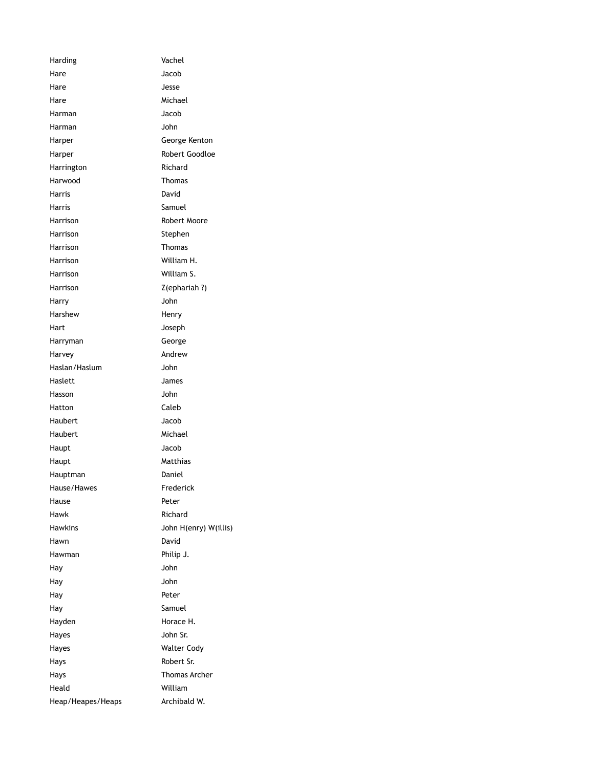| | |
|---|---|
| Harding | Vachel |
| Hare | Jacob |
| Hare | Jesse |
| Hare | Michael |
| Harman | Jacob |
| Harman | John |
| Harper | George Kenton |
| Harper | Robert Goodloe |
| Harrington | Richard |
| Harwood | Thomas |
| Harris | David |
| Harris | Samuel |
| Harrison | Robert Moore |
| Harrison | Stephen |
| Harrison | Thomas |
| Harrison | William H. |
| Harrison | William S. |
| Harrison | Z(ephariah ?) |
| Harry | John |
| Harshew | Henry |
| Hart | Joseph |
| Harryman | George |
| Harvey | Andrew |
| Haslan/Haslum | John |
| Haslett | James |
| Hasson | John |
| Hatton | Caleb |
| Haubert | Jacob |
| Haubert | Michael |
| Haupt | Jacob |
| Haupt | Matthias |
| Hauptman | Daniel |
| Hause/Hawes | Frederick |
| Hause | Peter |
| Hawk | Richard |
| Hawkins | John H(enry) W(illis) |
| Hawn | David |
| Hawman | Philip J. |
| Hay | John |
| Hay | John |
| Hay | Peter |
| Hay | Samuel |
| Hayden | Horace H. |
| Hayes | John Sr. |
| Hayes | Walter Cody |
| Hays | Robert Sr. |
| Hays | Thomas Archer |
| Heald | William |
| Heap/Heapes/Heaps | Archibald W. |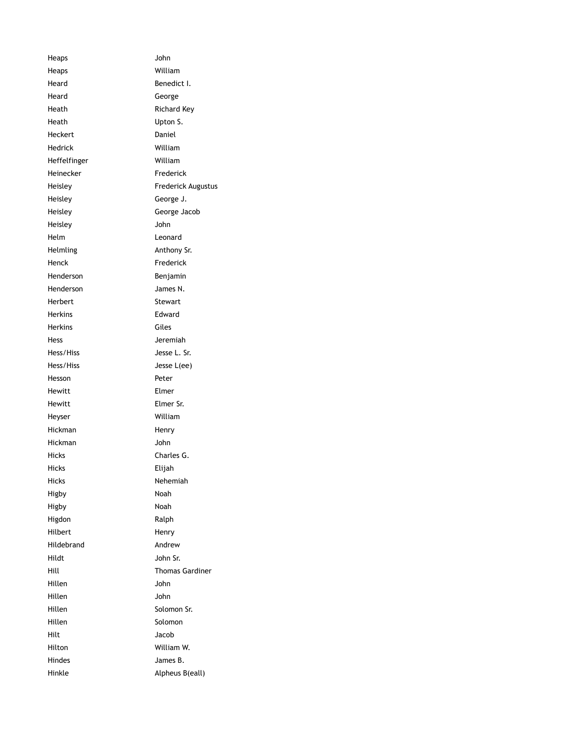| | |
|---|---|
| Heaps | John |
| Heaps | William |
| Heard | Benedict I. |
| Heard | George |
| Heath | Richard Key |
| Heath | Upton S. |
| Heckert | Daniel |
| Hedrick | William |
| Heffelfinger | William |
| Heinecker | Frederick |
| Heisley | Frederick Augustus |
| Heisley | George J. |
| Heisley | George Jacob |
| Heisley | John |
| Helm | Leonard |
| Helmling | Anthony Sr. |
| Henck | Frederick |
| Henderson | Benjamin |
| Henderson | James N. |
| Herbert | Stewart |
| Herkins | Edward |
| Herkins | Giles |
| Hess | Jeremiah |
| Hess/Hiss | Jesse L. Sr. |
| Hess/Hiss | Jesse L(ee) |
| Hesson | Peter |
| Hewitt | Elmer |
| Hewitt | Elmer Sr. |
| Heyser | William |
| Hickman | Henry |
| Hickman | John |
| Hicks | Charles G. |
| Hicks | Elijah |
| Hicks | Nehemiah |
| Higby | Noah |
| Higby | Noah |
| Higdon | Ralph |
| Hilbert | Henry |
| Hildebrand | Andrew |
| Hildt | John Sr. |
| Hill | Thomas Gardiner |
| Hillen | John |
| Hillen | John |
| Hillen | Solomon Sr. |
| Hillen | Solomon |
| Hilt | Jacob |
| Hilton | William W. |
| Hindes | James B. |
| Hinkle | Alpheus B(eall) |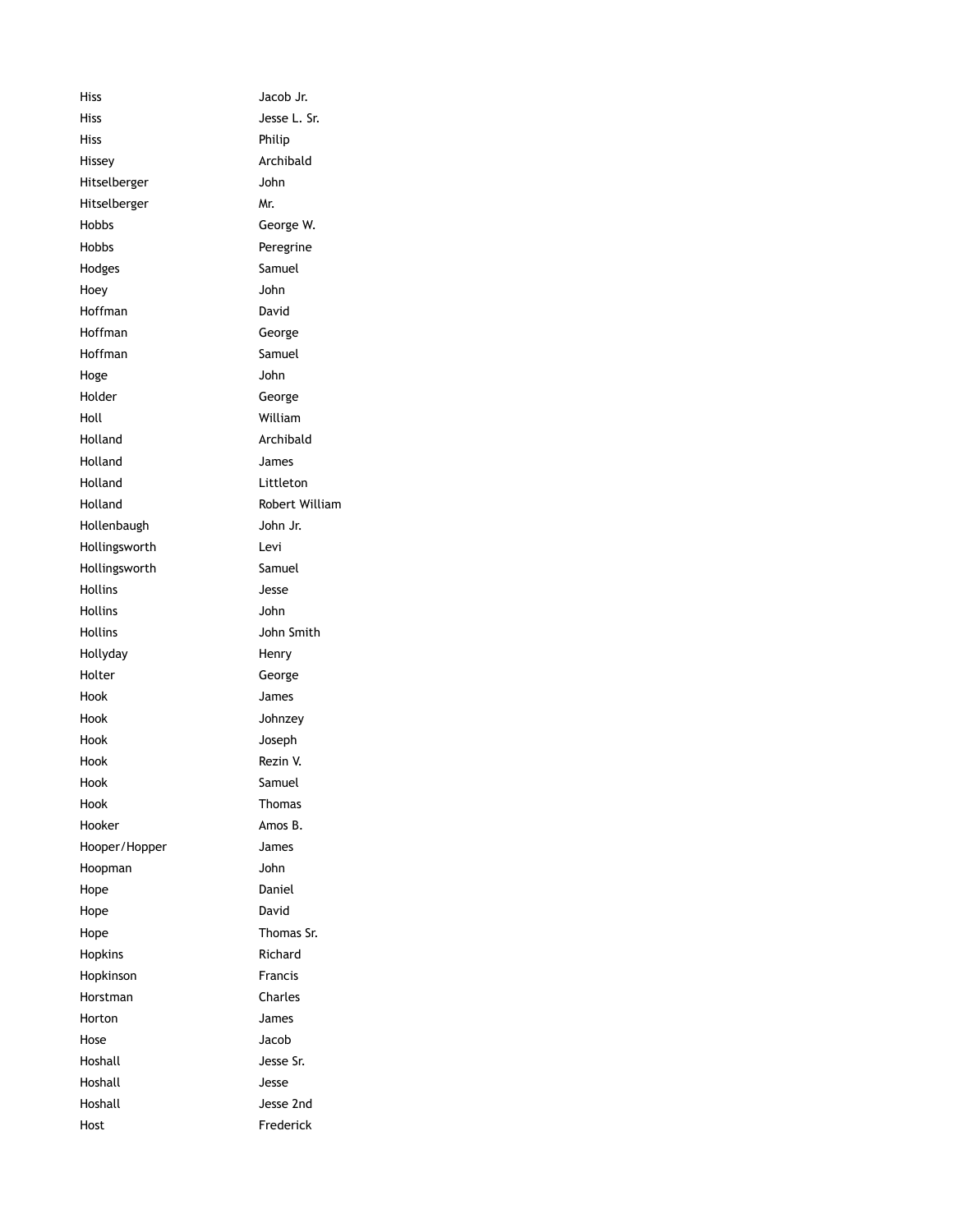| | |
|---|---|
| Hiss | Jacob Jr. |
| Hiss | Jesse L. Sr. |
| Hiss | Philip |
| Hissey | Archibald |
| Hitselberger | John |
| Hitselberger | Mr. |
| Hobbs | George W. |
| Hobbs | Peregrine |
| Hodges | Samuel |
| Hoey | John |
| Hoffman | David |
| Hoffman | George |
| Hoffman | Samuel |
| Hoge | John |
| Holder | George |
| Holl | William |
| Holland | Archibald |
| Holland | James |
| Holland | Littleton |
| Holland | Robert William |
| Hollenbaugh | John Jr. |
| Hollingsworth | Levi |
| Hollingsworth | Samuel |
| Hollins | Jesse |
| Hollins | John |
| Hollins | John Smith |
| Hollyday | Henry |
| Holter | George |
| Hook | James |
| Hook | Johnzey |
| Hook | Joseph |
| Hook | Rezin V. |
| Hook | Samuel |
| Hook | Thomas |
| Hooker | Amos B. |
| Hooper/Hopper | James |
| Hoopman | John |
| Hope | Daniel |
| Hope | David |
| Hope | Thomas Sr. |
| Hopkins | Richard |
| Hopkinson | Francis |
| Horstman | Charles |
| Horton | James |
| Hose | Jacob |
| Hoshall | Jesse Sr. |
| Hoshall | Jesse |
| Hoshall | Jesse 2nd |
| Host | Frederick |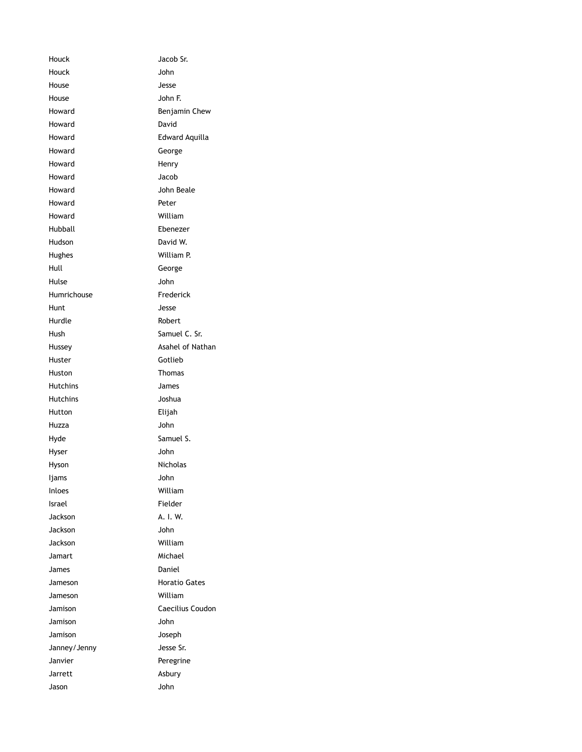| | |
|---|---|
| Houck | Jacob Sr. |
| Houck | John |
| House | Jesse |
| House | John F. |
| Howard | Benjamin Chew |
| Howard | David |
| Howard | Edward Aquilla |
| Howard | George |
| Howard | Henry |
| Howard | Jacob |
| Howard | John Beale |
| Howard | Peter |
| Howard | William |
| Hubball | Ebenezer |
| Hudson | David W. |
| Hughes | William P. |
| Hull | George |
| Hulse | John |
| Humrichouse | Frederick |
| Hunt | Jesse |
| Hurdle | Robert |
| Hush | Samuel C. Sr. |
| Hussey | Asahel of Nathan |
| Huster | Gotlieb |
| Huston | Thomas |
| Hutchins | James |
| Hutchins | Joshua |
| Hutton | Elijah |
| Huzza | John |
| Hyde | Samuel S. |
| Hyser | John |
| Hyson | Nicholas |
| Ijams | John |
| Inloes | William |
| Israel | Fielder |
| Jackson | A. I. W. |
| Jackson | John |
| Jackson | William |
| Jamart | Michael |
| James | Daniel |
| Jameson | Horatio Gates |
| Jameson | William |
| Jamison | Caecilius Coudon |
| Jamison | John |
| Jamison | Joseph |
| Janney/Jenny | Jesse Sr. |
| Janvier | Peregrine |
| Jarrett | Asbury |
| Jason | John |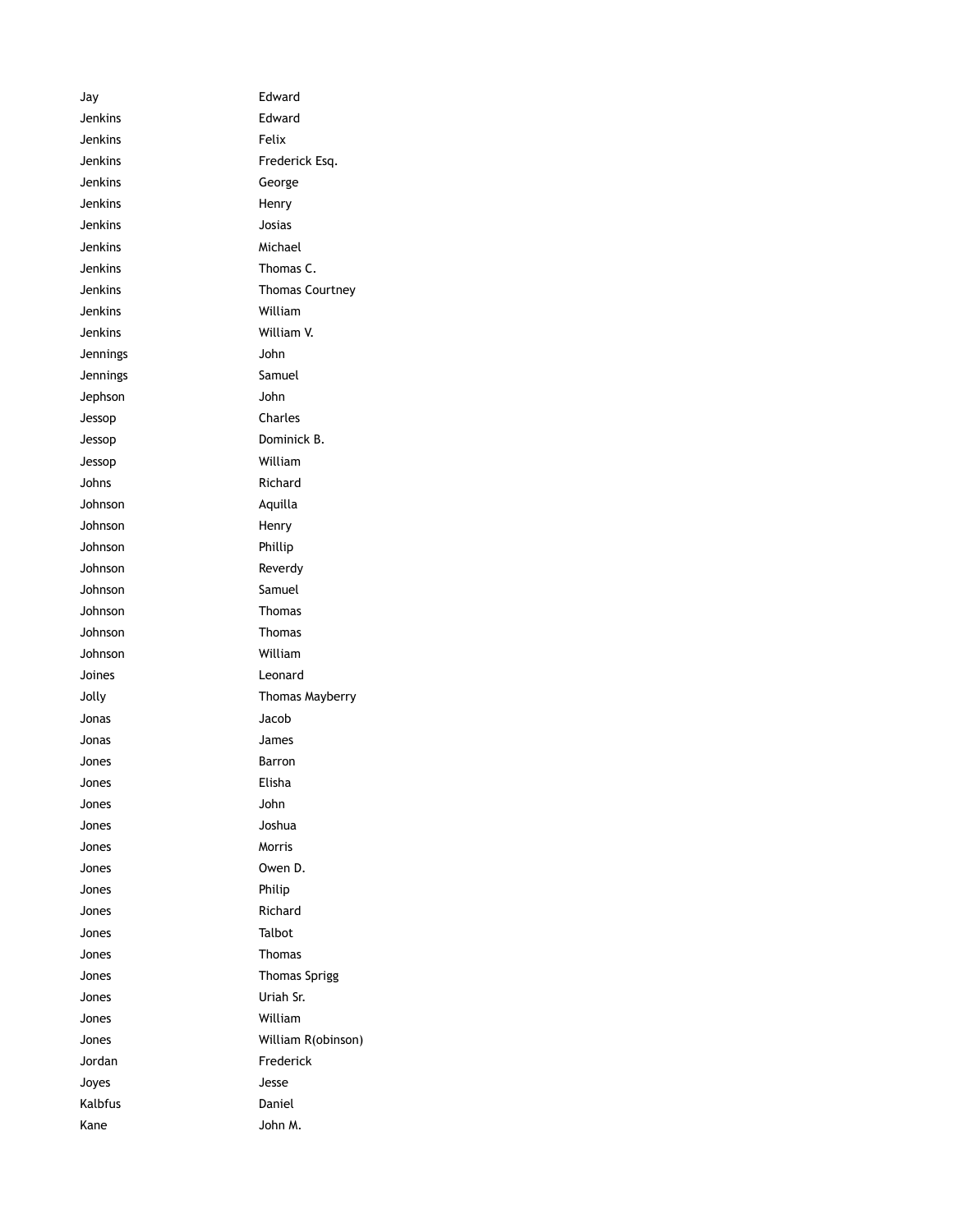| | |
|---|---|
| Jay | Edward |
| Jenkins | Edward |
| Jenkins | Felix |
| Jenkins | Frederick Esq. |
| Jenkins | George |
| Jenkins | Henry |
| Jenkins | Josias |
| Jenkins | Michael |
| Jenkins | Thomas C. |
| Jenkins | Thomas Courtney |
| Jenkins | William |
| Jenkins | William V. |
| Jennings | John |
| Jennings | Samuel |
| Jephson | John |
| Jessop | Charles |
| Jessop | Dominick B. |
| Jessop | William |
| Johns | Richard |
| Johnson | Aquilla |
| Johnson | Henry |
| Johnson | Phillip |
| Johnson | Reverdy |
| Johnson | Samuel |
| Johnson | Thomas |
| Johnson | Thomas |
| Johnson | William |
| Joines | Leonard |
| Jolly | Thomas Mayberry |
| Jonas | Jacob |
| Jonas | James |
| Jones | Barron |
| Jones | Elisha |
| Jones | John |
| Jones | Joshua |
| Jones | Morris |
| Jones | Owen D. |
| Jones | Philip |
| Jones | Richard |
| Jones | Talbot |
| Jones | Thomas |
| Jones | Thomas Sprigg |
| Jones | Uriah Sr. |
| Jones | William |
| Jones | William R(obinson) |
| Jordan | Frederick |
| Joyes | Jesse |
| Kalbfus | Daniel |
| Kane | John M. |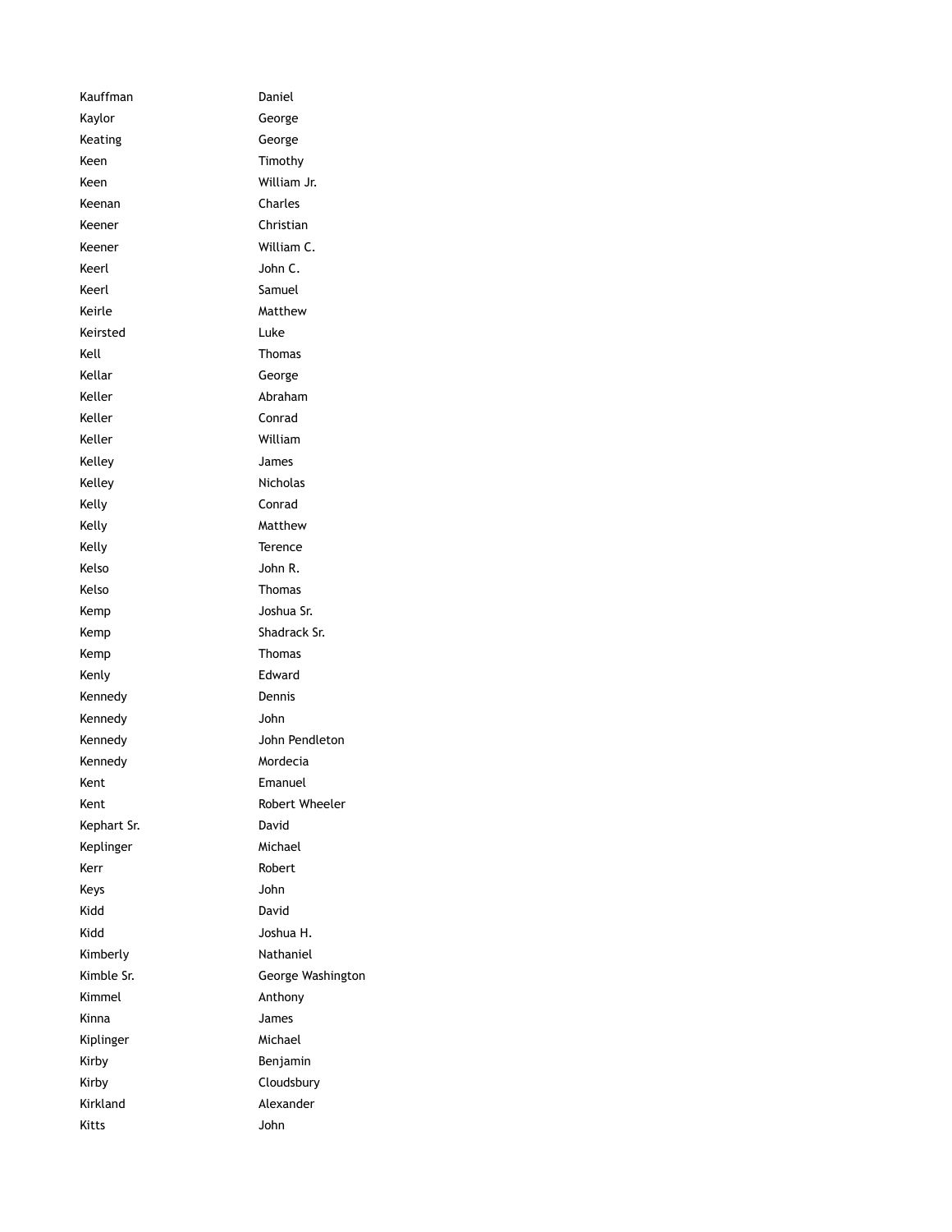| | |
|---|---|
| Kauffman | Daniel |
| Kaylor | George |
| Keating | George |
| Keen | Timothy |
| Keen | William Jr. |
| Keenan | Charles |
| Keener | Christian |
| Keener | William C. |
| Keerl | John C. |
| Keerl | Samuel |
| Keirle | Matthew |
| Keirsted | Luke |
| Kell | Thomas |
| Kellar | George |
| Keller | Abraham |
| Keller | Conrad |
| Keller | William |
| Kelley | James |
| Kelley | Nicholas |
| Kelly | Conrad |
| Kelly | Matthew |
| Kelly | Terence |
| Kelso | John R. |
| Kelso | Thomas |
| Kemp | Joshua Sr. |
| Kemp | Shadrack Sr. |
| Kemp | Thomas |
| Kenly | Edward |
| Kennedy | Dennis |
| Kennedy | John |
| Kennedy | John Pendleton |
| Kennedy | Mordecia |
| Kent | Emanuel |
| Kent | Robert Wheeler |
| Kephart Sr. | David |
| Keplinger | Michael |
| Kerr | Robert |
| Keys | John |
| Kidd | David |
| Kidd | Joshua H. |
| Kimberly | Nathaniel |
| Kimble Sr. | George Washington |
| Kimmel | Anthony |
| Kinna | James |
| Kiplinger | Michael |
| Kirby | Benjamin |
| Kirby | Cloudsbury |
| Kirkland | Alexander |
| Kitts | John |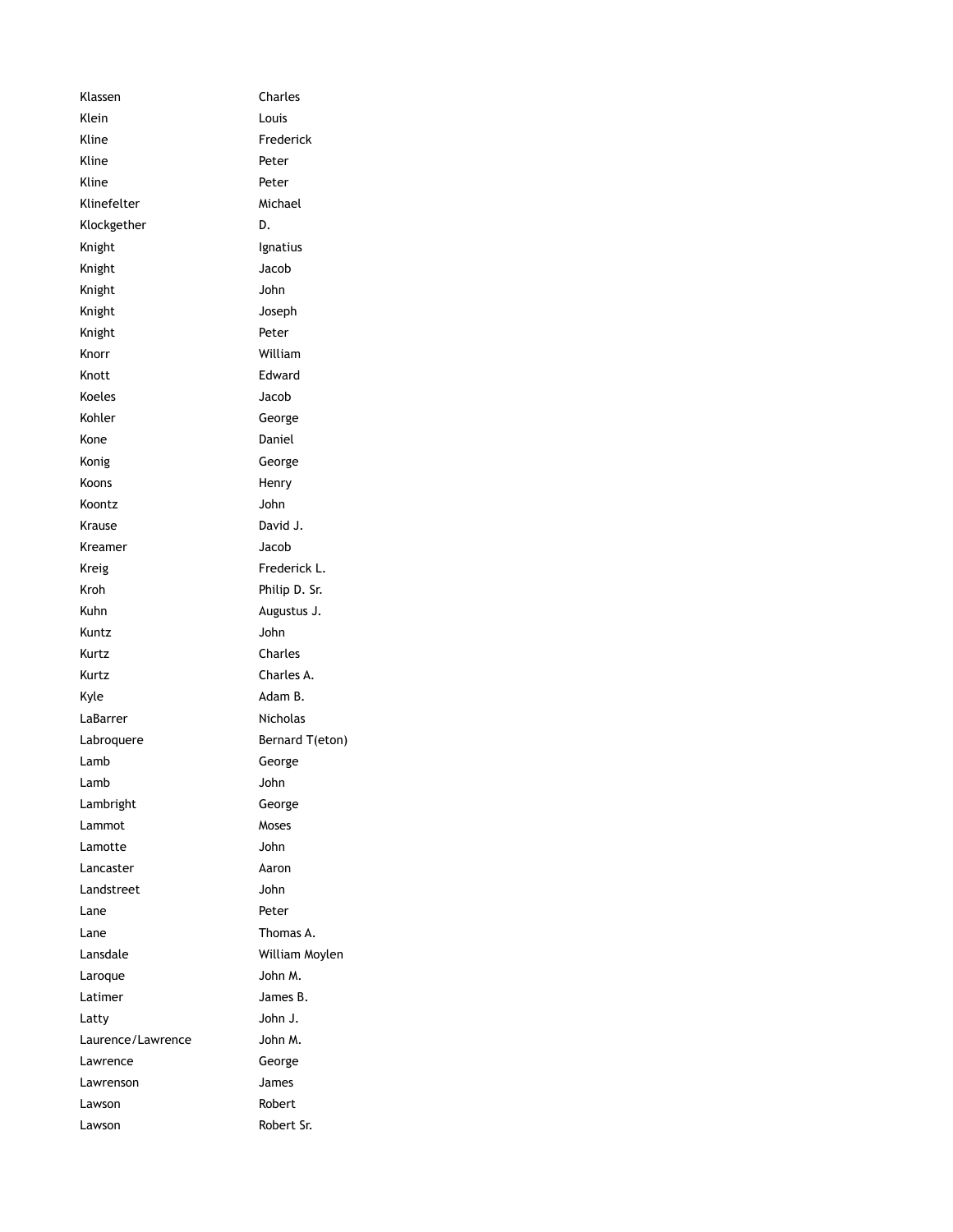| | |
|---|---|
| Klassen | Charles |
| Klein | Louis |
| Kline | Frederick |
| Kline | Peter |
| Kline | Peter |
| Klinefelter | Michael |
| Klockgether | D. |
| Knight | Ignatius |
| Knight | Jacob |
| Knight | John |
| Knight | Joseph |
| Knight | Peter |
| Knorr | William |
| Knott | Edward |
| Koeles | Jacob |
| Kohler | George |
| Kone | Daniel |
| Konig | George |
| Koons | Henry |
| Koontz | John |
| Krause | David J. |
| Kreamer | Jacob |
| Kreig | Frederick L. |
| Kroh | Philip D. Sr. |
| Kuhn | Augustus J. |
| Kuntz | John |
| Kurtz | Charles |
| Kurtz | Charles A. |
| Kyle | Adam B. |
| LaBarrer | Nicholas |
| Labroquere | Bernard T(eton) |
| Lamb | George |
| Lamb | John |
| Lambright | George |
| Lammot | Moses |
| Lamotte | John |
| Lancaster | Aaron |
| Landstreet | John |
| Lane | Peter |
| Lane | Thomas A. |
| Lansdale | William Moylen |
| Laroque | John M. |
| Latimer | James B. |
| Latty | John J. |
| Laurence/Lawrence | John M. |
| Lawrence | George |
| Lawrenson | James |
| Lawson | Robert |
| Lawson | Robert Sr. |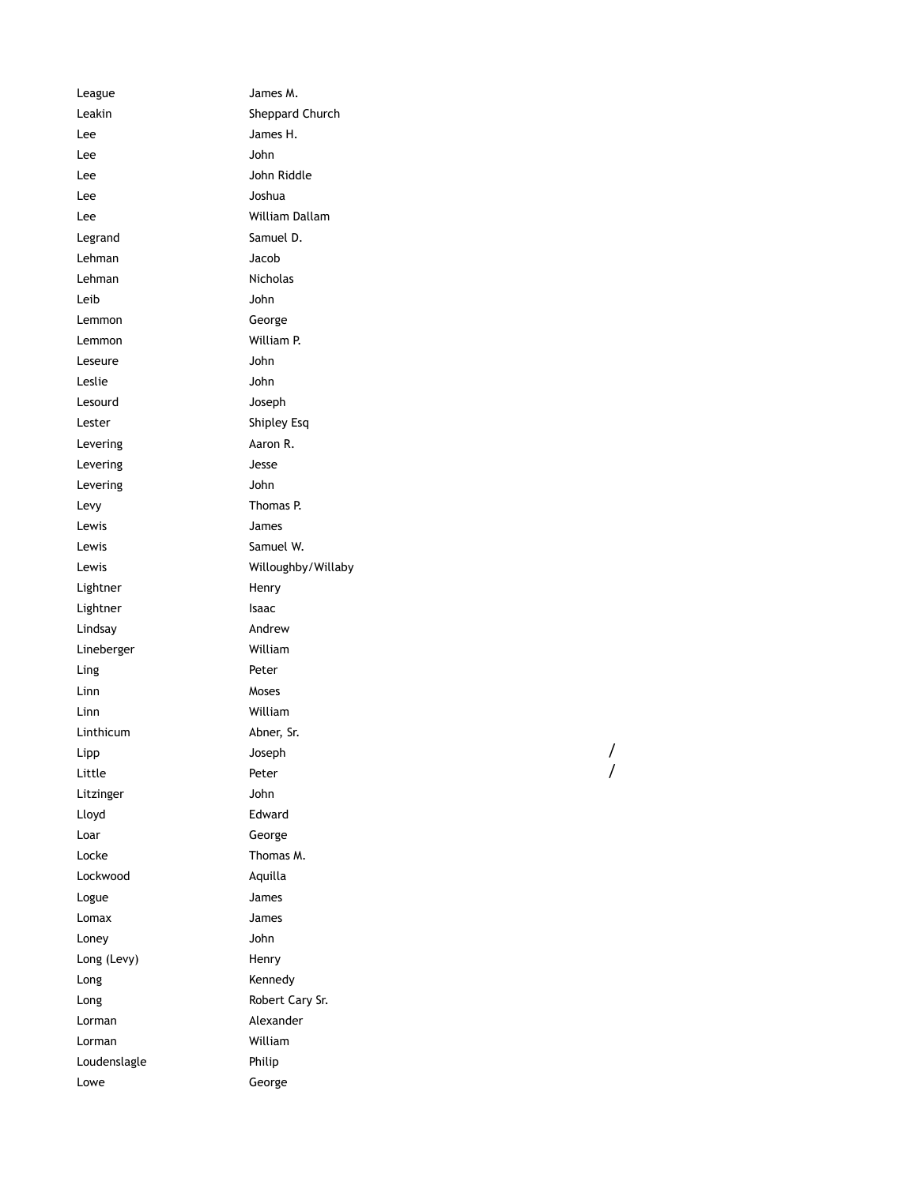| | | |
|---|---|---|
| League | James M. | |
| Leakin | Sheppard Church | |
| Lee | James H. | |
| Lee | John | |
| Lee | John Riddle | |
| Lee | Joshua | |
| Lee | William Dallam | |
| Legrand | Samuel D. | |
| Lehman | Jacob | |
| Lehman | Nicholas | |
| Leib | John | |
| Lemmon | George | |
| Lemmon | William P. | |
| Leseure | John | |
| Leslie | John | |
| Lesourd | Joseph | |
| Lester | Shipley Esq | |
| Levering | Aaron R. | |
| Levering | Jesse | |
| Levering | John | |
| Levy | Thomas P. | |
| Lewis | James | |
| Lewis | Samuel W. | |
| Lewis | Willoughby/Willaby | |
| Lightner | Henry | |
| Lightner | Isaac | |
| Lindsay | Andrew | |
| Lineberger | William | |
| Ling | Peter | |
| Linn | Moses | |
| Linn | William | |
| Linthicum | Abner, Sr. | |
| Lipp | Joseph | / |
| Little | Peter | / |
| Litzinger | John | |
| Lloyd | Edward | |
| Loar | George | |
| Locke | Thomas M. | |
| Lockwood | Aquilla | |
| Logue | James | |
| Lomax | James | |
| Loney | John | |
| Long (Levy) | Henry | |
| Long | Kennedy | |
| Long | Robert Cary Sr. | |
| Lorman | Alexander | |
| Lorman | William | |
| Loudenslagle | Philip | |
| Lowe | George | |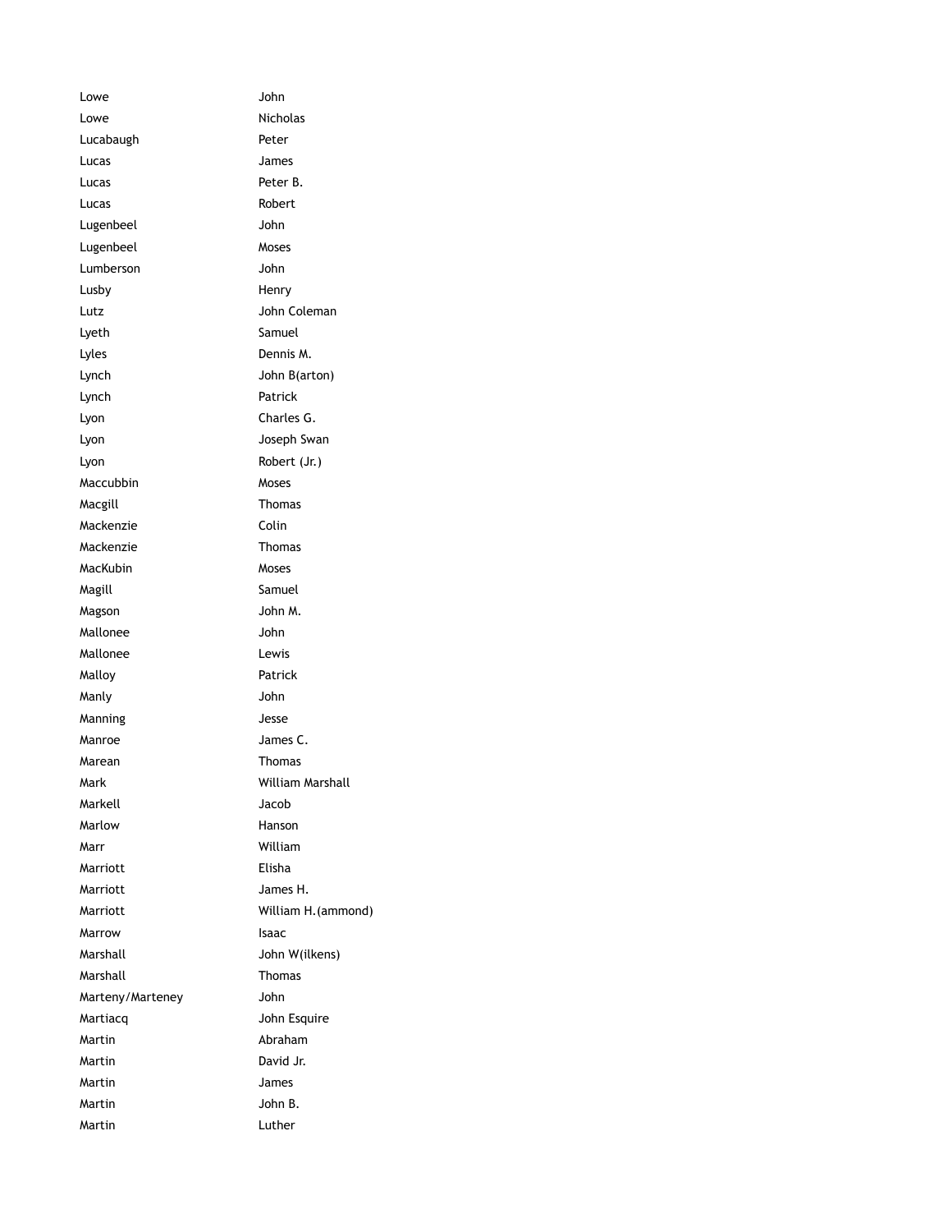| | |
|---|---|
| Lowe | John |
| Lowe | Nicholas |
| Lucabaugh | Peter |
| Lucas | James |
| Lucas | Peter B. |
| Lucas | Robert |
| Lugenbeel | John |
| Lugenbeel | Moses |
| Lumberson | John |
| Lusby | Henry |
| Lutz | John Coleman |
| Lyeth | Samuel |
| Lyles | Dennis M. |
| Lynch | John B(arton) |
| Lynch | Patrick |
| Lyon | Charles G. |
| Lyon | Joseph Swan |
| Lyon | Robert (Jr.) |
| Maccubbin | Moses |
| Macgill | Thomas |
| Mackenzie | Colin |
| Mackenzie | Thomas |
| MacKubin | Moses |
| Magill | Samuel |
| Magson | John M. |
| Mallonee | John |
| Mallonee | Lewis |
| Malloy | Patrick |
| Manly | John |
| Manning | Jesse |
| Manroe | James C. |
| Marean | Thomas |
| Mark | William Marshall |
| Markell | Jacob |
| Marlow | Hanson |
| Marr | William |
| Marriott | Elisha |
| Marriott | James H. |
| Marriott | William H.(ammond) |
| Marrow | Isaac |
| Marshall | John W(ilkens) |
| Marshall | Thomas |
| Marteny/Marteney | John |
| Martiacq | John Esquire |
| Martin | Abraham |
| Martin | David Jr. |
| Martin | James |
| Martin | John B. |
| Martin | Luther |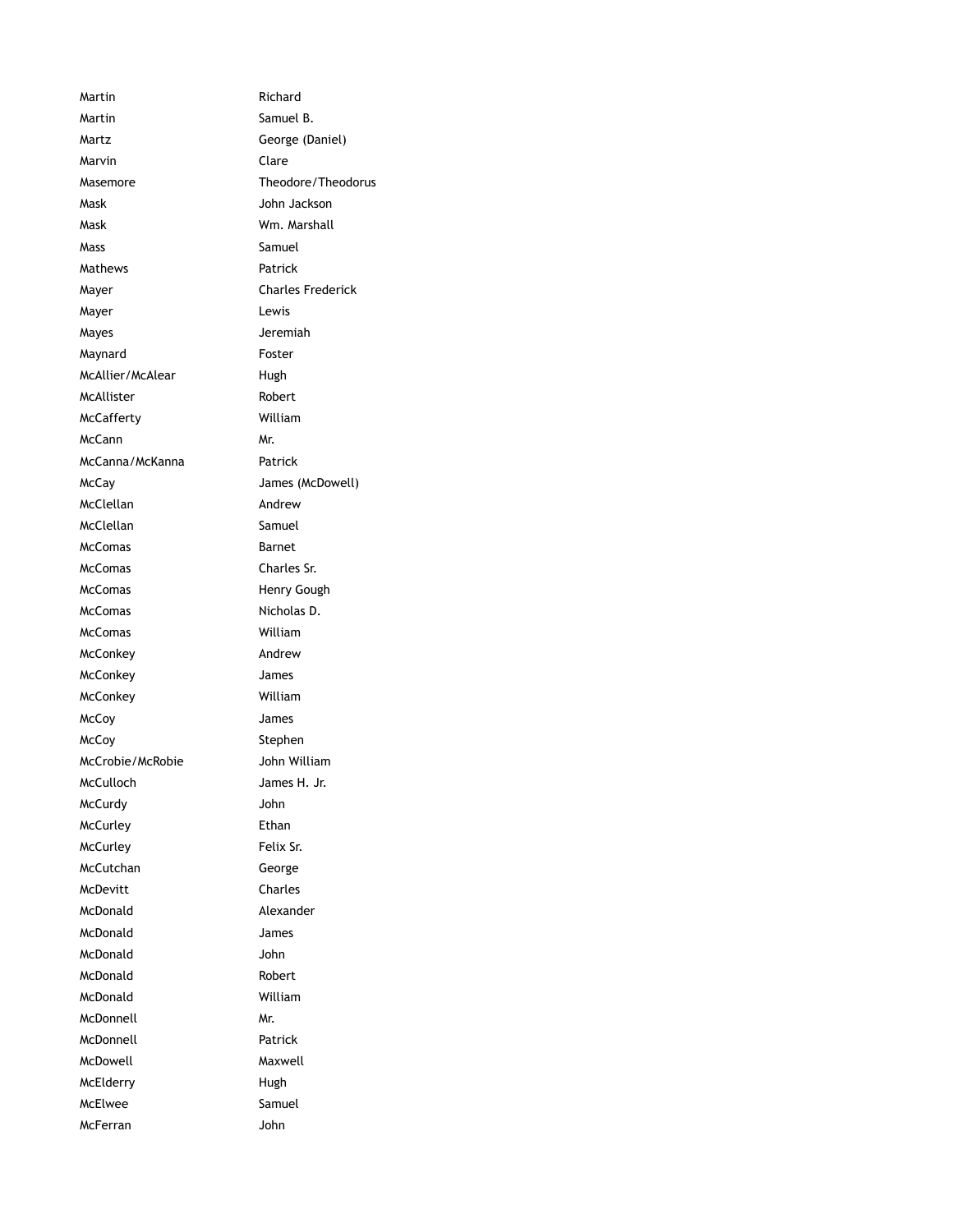| | |
|---|---|
| Martin | Richard |
| Martin | Samuel B. |
| Martz | George (Daniel) |
| Marvin | Clare |
| Masemore | Theodore/Theodorus |
| Mask | John Jackson |
| Mask | Wm. Marshall |
| Mass | Samuel |
| Mathews | Patrick |
| Mayer | Charles Frederick |
| Mayer | Lewis |
| Mayes | Jeremiah |
| Maynard | Foster |
| McAllier/McAlear | Hugh |
| McAllister | Robert |
| McCafferty | William |
| McCann | Mr. |
| McCanna/McKanna | Patrick |
| McCay | James (McDowell) |
| McClellan | Andrew |
| McClellan | Samuel |
| McComas | Barnet |
| McComas | Charles Sr. |
| McComas | Henry Gough |
| McComas | Nicholas D. |
| McComas | William |
| McConkey | Andrew |
| McConkey | James |
| McConkey | William |
| McCoy | James |
| McCoy | Stephen |
| McCrobie/McRobie | John William |
| McCulloch | James H. Jr. |
| McCurdy | John |
| McCurley | Ethan |
| McCurley | Felix Sr. |
| McCutchan | George |
| McDevitt | Charles |
| McDonald | Alexander |
| McDonald | James |
| McDonald | John |
| McDonald | Robert |
| McDonald | William |
| McDonnell | Mr. |
| McDonnell | Patrick |
| McDowell | Maxwell |
| McElderry | Hugh |
| McElwee | Samuel |
| McFerran | John |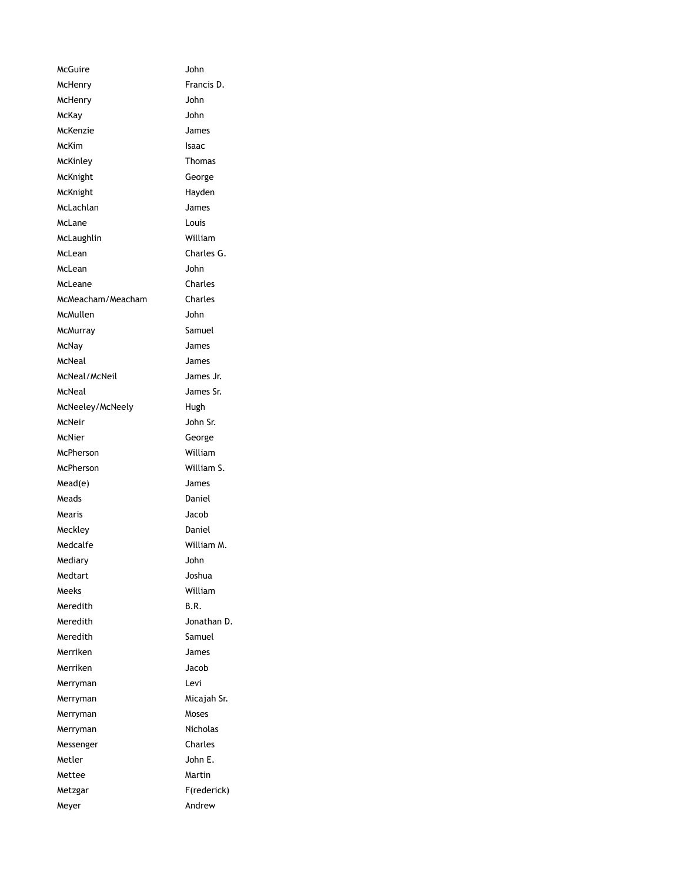| | |
|---|---|
| McGuire | John |
| McHenry | Francis D. |
| McHenry | John |
| McKay | John |
| McKenzie | James |
| McKim | Isaac |
| McKinley | Thomas |
| McKnight | George |
| McKnight | Hayden |
| McLachlan | James |
| McLane | Louis |
| McLaughlin | William |
| McLean | Charles G. |
| McLean | John |
| McLeane | Charles |
| McMeacham/Meacham | Charles |
| McMullen | John |
| McMurray | Samuel |
| McNay | James |
| McNeal | James |
| McNeal/McNeil | James Jr. |
| McNeal | James Sr. |
| McNeeley/McNeely | Hugh |
| McNeir | John Sr. |
| McNier | George |
| McPherson | William |
| McPherson | William S. |
| Mead(e) | James |
| Meads | Daniel |
| Mearis | Jacob |
| Meckley | Daniel |
| Medcalfe | William M. |
| Mediary | John |
| Medtart | Joshua |
| Meeks | William |
| Meredith | B.R. |
| Meredith | Jonathan D. |
| Meredith | Samuel |
| Merriken | James |
| Merriken | Jacob |
| Merryman | Levi |
| Merryman | Micajah Sr. |
| Merryman | Moses |
| Merryman | Nicholas |
| Messenger | Charles |
| Metler | John E. |
| Mettee | Martin |
| Metzgar | F(rederick) |
| Meyer | Andrew |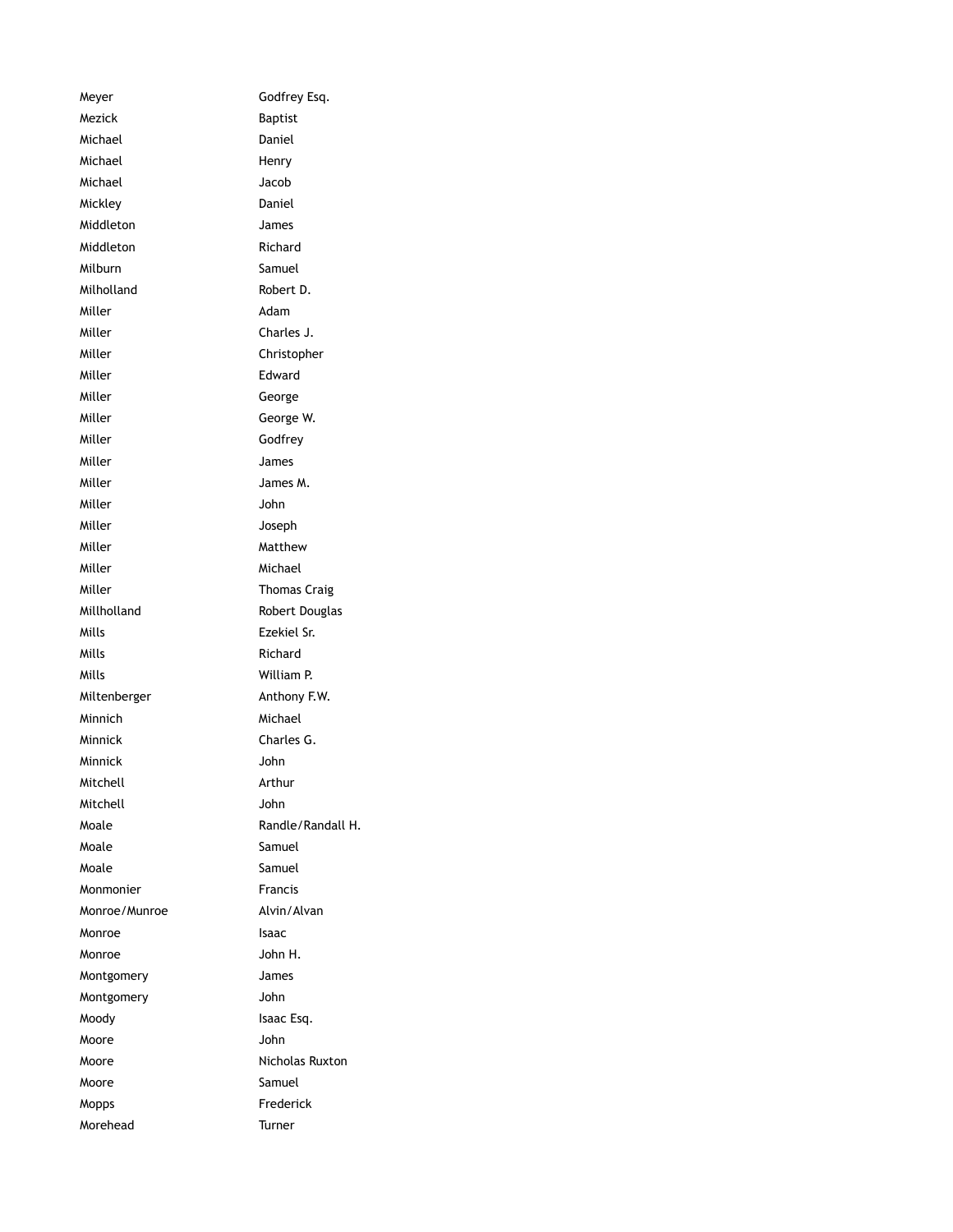| | |
|---|---|
| Meyer | Godfrey Esq. |
| Mezick | Baptist |
| Michael | Daniel |
| Michael | Henry |
| Michael | Jacob |
| Mickley | Daniel |
| Middleton | James |
| Middleton | Richard |
| Milburn | Samuel |
| Milholland | Robert D. |
| Miller | Adam |
| Miller | Charles J. |
| Miller | Christopher |
| Miller | Edward |
| Miller | George |
| Miller | George W. |
| Miller | Godfrey |
| Miller | James |
| Miller | James M. |
| Miller | John |
| Miller | Joseph |
| Miller | Matthew |
| Miller | Michael |
| Miller | Thomas Craig |
| Millholland | Robert Douglas |
| Mills | Ezekiel Sr. |
| Mills | Richard |
| Mills | William P. |
| Miltenberger | Anthony F.W. |
| Minnich | Michael |
| Minnick | Charles G. |
| Minnick | John |
| Mitchell | Arthur |
| Mitchell | John |
| Moale | Randle/Randall H. |
| Moale | Samuel |
| Moale | Samuel |
| Monmonier | Francis |
| Monroe/Munroe | Alvin/Alvan |
| Monroe | Isaac |
| Monroe | John H. |
| Montgomery | James |
| Montgomery | John |
| Moody | Isaac Esq. |
| Moore | John |
| Moore | Nicholas Ruxton |
| Moore | Samuel |
| Mopps | Frederick |
| Morehead | Turner |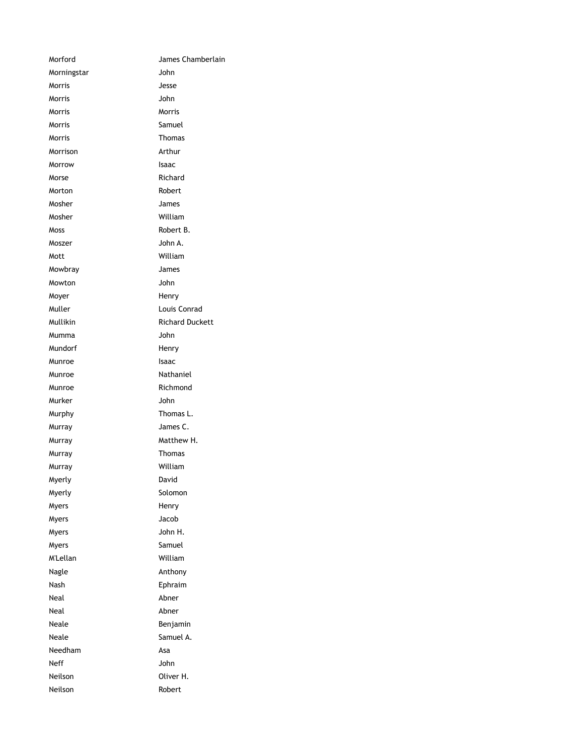| | |
|---|---|
| Morford | James Chamberlain |
| Morningstar | John |
| Morris | Jesse |
| Morris | John |
| Morris | Morris |
| Morris | Samuel |
| Morris | Thomas |
| Morrison | Arthur |
| Morrow | Isaac |
| Morse | Richard |
| Morton | Robert |
| Mosher | James |
| Mosher | William |
| Moss | Robert B. |
| Moszer | John A. |
| Mott | William |
| Mowbray | James |
| Mowton | John |
| Moyer | Henry |
| Muller | Louis Conrad |
| Mullikin | Richard Duckett |
| Mumma | John |
| Mundorf | Henry |
| Munroe | Isaac |
| Munroe | Nathaniel |
| Munroe | Richmond |
| Murker | John |
| Murphy | Thomas L. |
| Murray | James C. |
| Murray | Matthew H. |
| Murray | Thomas |
| Murray | William |
| Myerly | David |
| Myerly | Solomon |
| Myers | Henry |
| Myers | Jacob |
| Myers | John H. |
| Myers | Samuel |
| M'Lellan | William |
| Nagle | Anthony |
| Nash | Ephraim |
| Neal | Abner |
| Neal | Abner |
| Neale | Benjamin |
| Neale | Samuel A. |
| Needham | Asa |
| Neff | John |
| Neilson | Oliver H. |
| Neilson | Robert |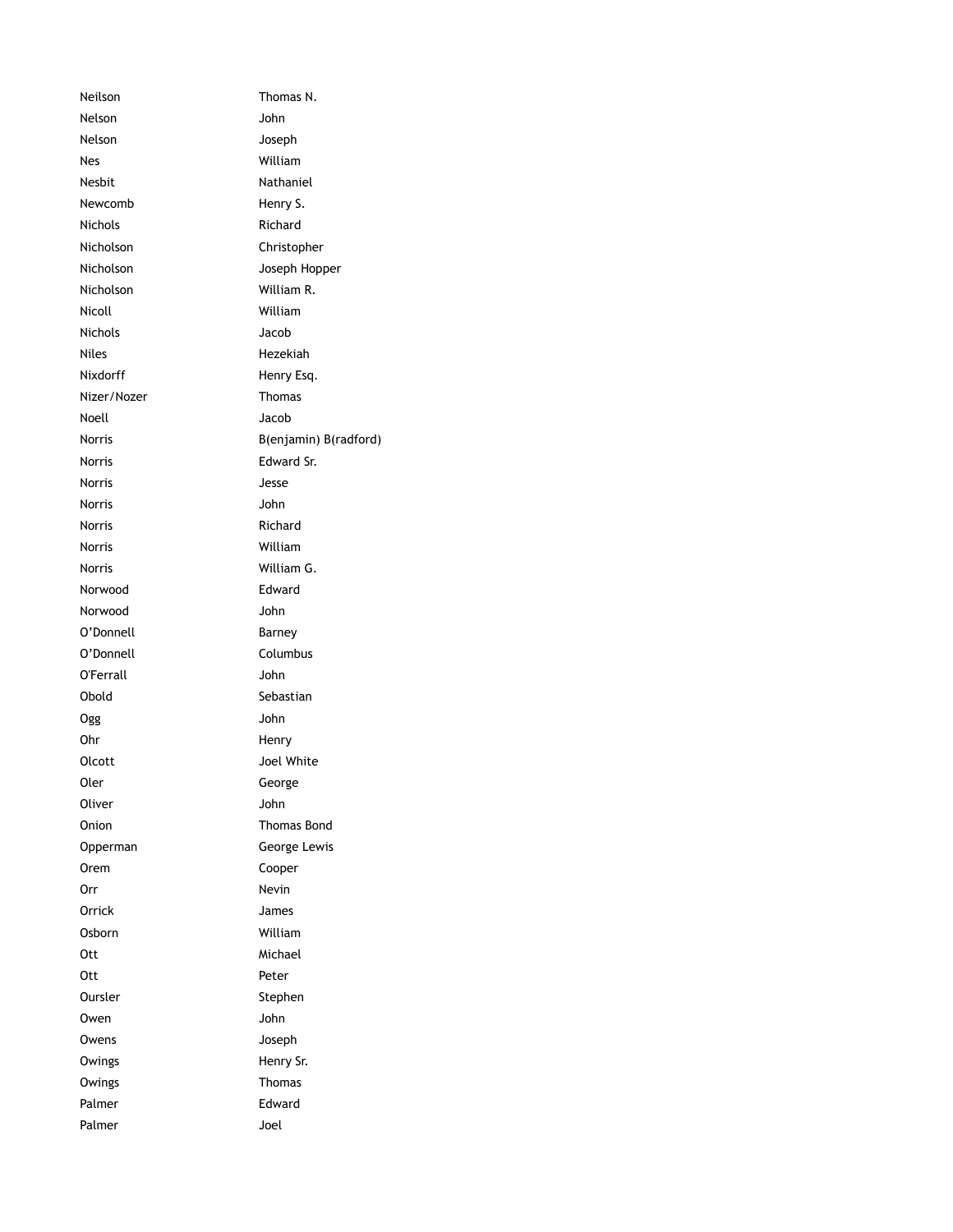| | |
|---|---|
| Neilson | Thomas N. |
| Nelson | John |
| Nelson | Joseph |
| Nes | William |
| Nesbit | Nathaniel |
| Newcomb | Henry S. |
| Nichols | Richard |
| Nicholson | Christopher |
| Nicholson | Joseph Hopper |
| Nicholson | William R. |
| Nicoll | William |
| Nichols | Jacob |
| Niles | Hezekiah |
| Nixdorff | Henry Esq. |
| Nizer/Nozer | Thomas |
| Noell | Jacob |
| Norris | B(enjamin) B(radford) |
| Norris | Edward Sr. |
| Norris | Jesse |
| Norris | John |
| Norris | Richard |
| Norris | William |
| Norris | William G. |
| Norwood | Edward |
| Norwood | John |
| O'Donnell | Barney |
| O'Donnell | Columbus |
| O'Ferrall | John |
| Obold | Sebastian |
| Ogg | John |
| Ohr | Henry |
| Olcott | Joel White |
| Oler | George |
| Oliver | John |
| Onion | Thomas Bond |
| Opperman | George Lewis |
| Orem | Cooper |
| Orr | Nevin |
| Orrick | James |
| Osborn | William |
| Ott | Michael |
| Ott | Peter |
| Oursler | Stephen |
| Owen | John |
| Owens | Joseph |
| Owings | Henry Sr. |
| Owings | Thomas |
| Palmer | Edward |
| Palmer | Joel |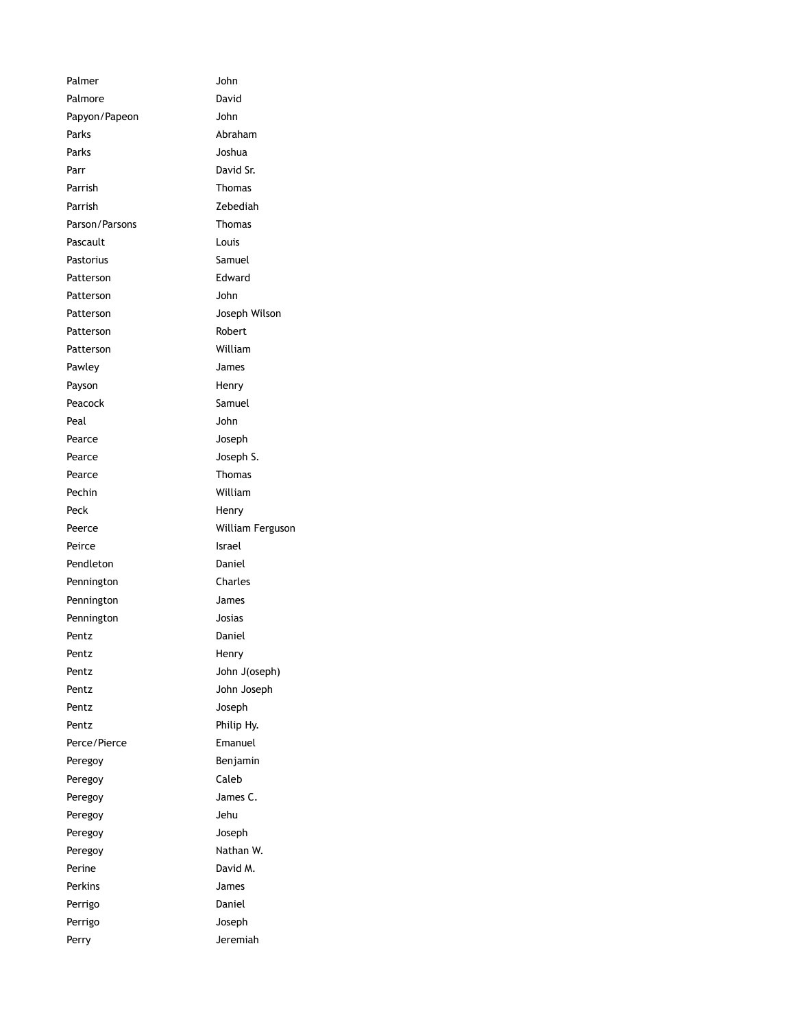| | |
|---|---|
| Palmer | John |
| Palmore | David |
| Papyon/Papeon | John |
| Parks | Abraham |
| Parks | Joshua |
| Parr | David Sr. |
| Parrish | Thomas |
| Parrish | Zebediah |
| Parson/Parsons | Thomas |
| Pascault | Louis |
| Pastorius | Samuel |
| Patterson | Edward |
| Patterson | John |
| Patterson | Joseph Wilson |
| Patterson | Robert |
| Patterson | William |
| Pawley | James |
| Payson | Henry |
| Peacock | Samuel |
| Peal | John |
| Pearce | Joseph |
| Pearce | Joseph S. |
| Pearce | Thomas |
| Pechin | William |
| Peck | Henry |
| Peerce | William Ferguson |
| Peirce | Israel |
| Pendleton | Daniel |
| Pennington | Charles |
| Pennington | James |
| Pennington | Josias |
| Pentz | Daniel |
| Pentz | Henry |
| Pentz | John J(oseph) |
| Pentz | John Joseph |
| Pentz | Joseph |
| Pentz | Philip Hy. |
| Perce/Pierce | Emanuel |
| Peregoy | Benjamin |
| Peregoy | Caleb |
| Peregoy | James C. |
| Peregoy | Jehu |
| Peregoy | Joseph |
| Peregoy | Nathan W. |
| Perine | David M. |
| Perkins | James |
| Perrigo | Daniel |
| Perrigo | Joseph |
| Perry | Jeremiah |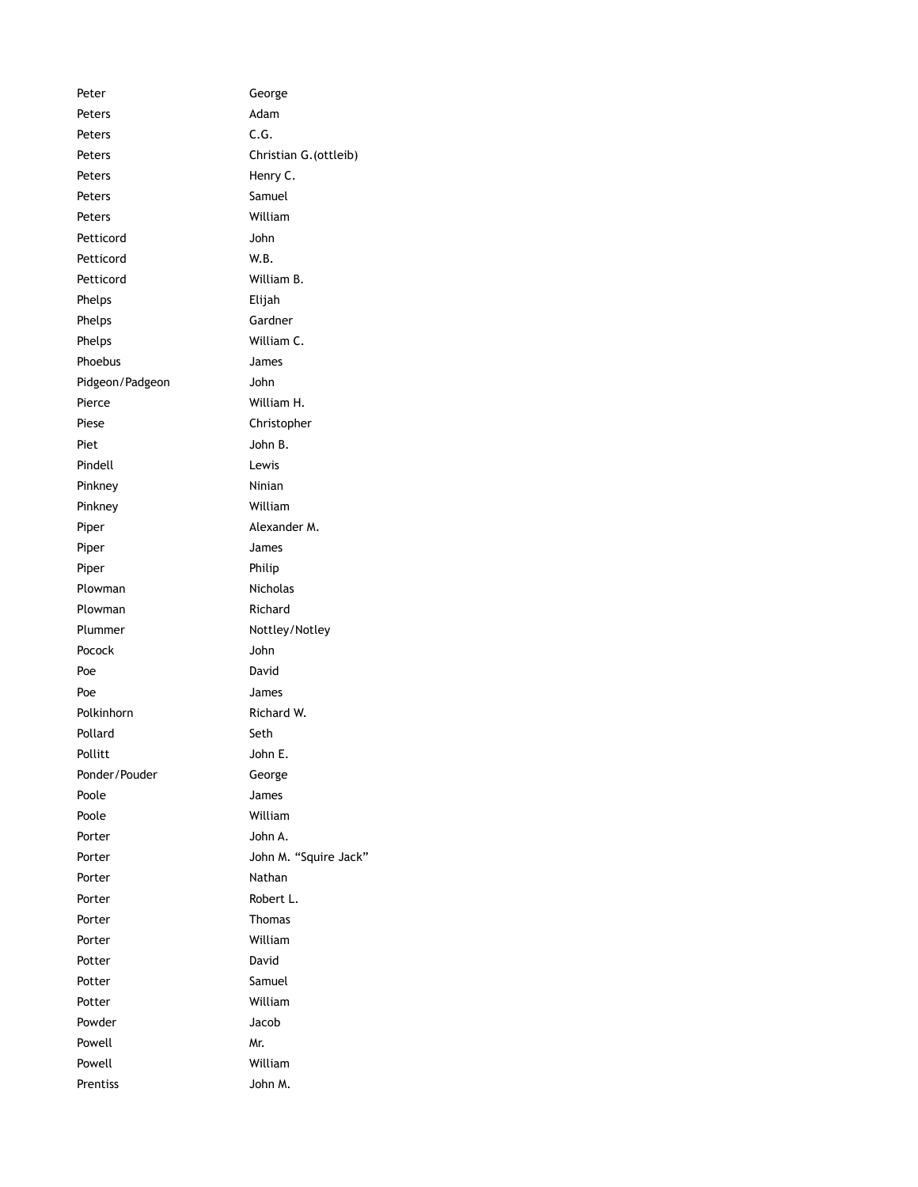| | |
|---|---|
| Peter | George |
| Peters | Adam |
| Peters | C.G. |
| Peters | Christian G.(ottleib) |
| Peters | Henry C. |
| Peters | Samuel |
| Peters | William |
| Petticord | John |
| Petticord | W.B. |
| Petticord | William B. |
| Phelps | Elijah |
| Phelps | Gardner |
| Phelps | William C. |
| Phoebus | James |
| Pidgeon/Padgeon | John |
| Pierce | William H. |
| Piese | Christopher |
| Piet | John B. |
| Pindell | Lewis |
| Pinkney | Ninian |
| Pinkney | William |
| Piper | Alexander M. |
| Piper | James |
| Piper | Philip |
| Plowman | Nicholas |
| Plowman | Richard |
| Plummer | Nottley/Notley |
| Pocock | John |
| Poe | David |
| Poe | James |
| Polkinhorn | Richard W. |
| Pollard | Seth |
| Pollitt | John E. |
| Ponder/Pouder | George |
| Poole | James |
| Poole | William |
| Porter | John A. |
| Porter | John M. “Squire Jack” |
| Porter | Nathan |
| Porter | Robert L. |
| Porter | Thomas |
| Porter | William |
| Potter | David |
| Potter | Samuel |
| Potter | William |
| Powder | Jacob |
| Powell | Mr. |
| Powell | William |
| Prentiss | John M. |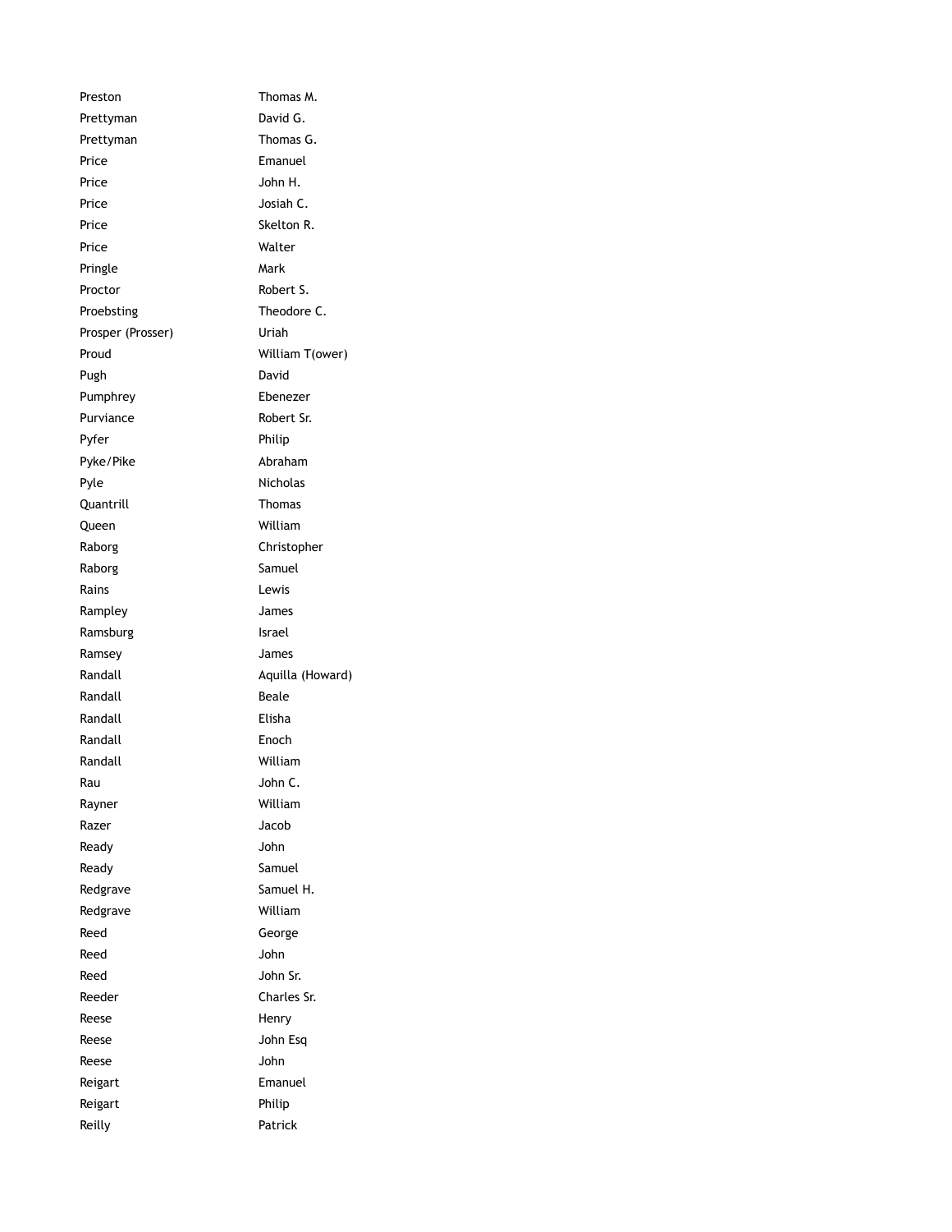| | |
|---|---|
| Preston | Thomas M. |
| Prettyman | David G. |
| Prettyman | Thomas G. |
| Price | Emanuel |
| Price | John H. |
| Price | Josiah C. |
| Price | Skelton R. |
| Price | Walter |
| Pringle | Mark |
| Proctor | Robert S. |
| Proebsting | Theodore C. |
| Prosper (Prosser) | Uriah |
| Proud | William T(ower) |
| Pugh | David |
| Pumphrey | Ebenezer |
| Purviance | Robert Sr. |
| Pyfer | Philip |
| Pyke/Pike | Abraham |
| Pyle | Nicholas |
| Quantrill | Thomas |
| Queen | William |
| Raborg | Christopher |
| Raborg | Samuel |
| Rains | Lewis |
| Rampley | James |
| Ramsburg | Israel |
| Ramsey | James |
| Randall | Aquilla (Howard) |
| Randall | Beale |
| Randall | Elisha |
| Randall | Enoch |
| Randall | William |
| Rau | John C. |
| Rayner | William |
| Razer | Jacob |
| Ready | John |
| Ready | Samuel |
| Redgrave | Samuel H. |
| Redgrave | William |
| Reed | George |
| Reed | John |
| Reed | John Sr. |
| Reeder | Charles Sr. |
| Reese | Henry |
| Reese | John Esq |
| Reese | John |
| Reigart | Emanuel |
| Reigart | Philip |
| Reilly | Patrick |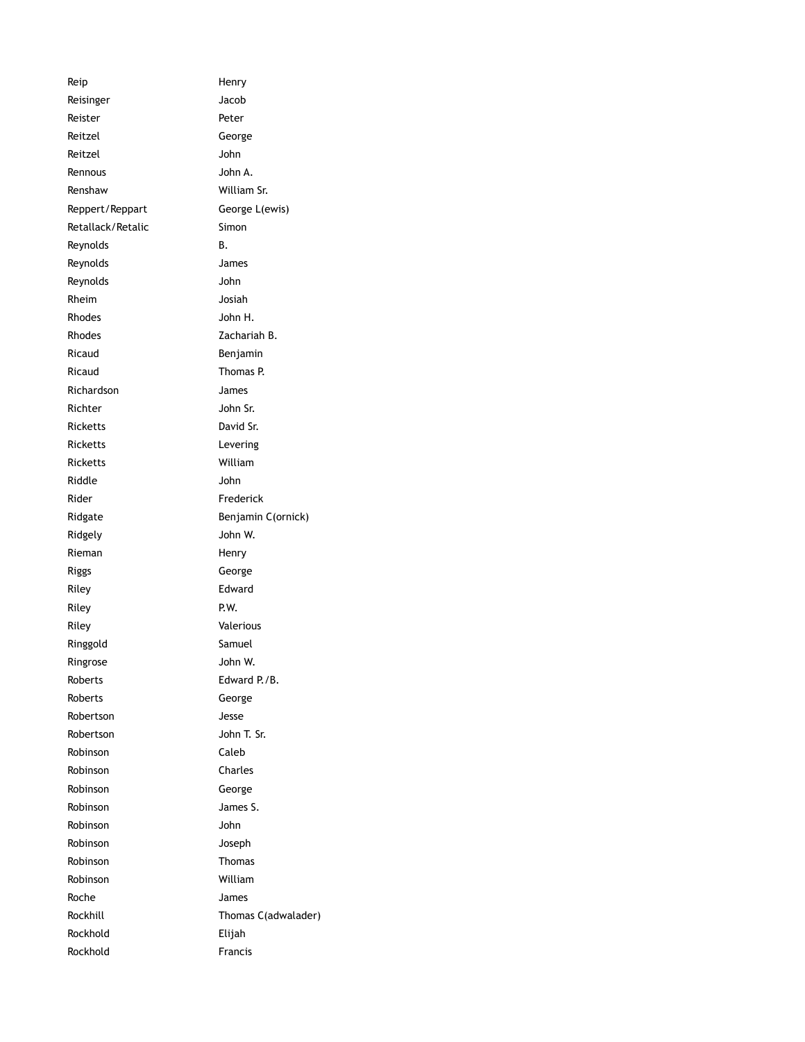| | |
|---|---|
| Reip | Henry |
| Reisinger | Jacob |
| Reister | Peter |
| Reitzel | George |
| Reitzel | John |
| Rennous | John A. |
| Renshaw | William Sr. |
| Reppert/Reppart | George L(ewis) |
| Retallack/Retalic | Simon |
| Reynolds | B. |
| Reynolds | James |
| Reynolds | John |
| Rheim | Josiah |
| Rhodes | John H. |
| Rhodes | Zachariah B. |
| Ricaud | Benjamin |
| Ricaud | Thomas P. |
| Richardson | James |
| Richter | John Sr. |
| Ricketts | David Sr. |
| Ricketts | Levering |
| Ricketts | William |
| Riddle | John |
| Rider | Frederick |
| Ridgate | Benjamin C(ornick) |
| Ridgely | John W. |
| Rieman | Henry |
| Riggs | George |
| Riley | Edward |
| Riley | P.W. |
| Riley | Valerious |
| Ringgold | Samuel |
| Ringrose | John W. |
| Roberts | Edward P./B. |
| Roberts | George |
| Robertson | Jesse |
| Robertson | John T. Sr. |
| Robinson | Caleb |
| Robinson | Charles |
| Robinson | George |
| Robinson | James S. |
| Robinson | John |
| Robinson | Joseph |
| Robinson | Thomas |
| Robinson | William |
| Roche | James |
| Rockhill | Thomas C(adwalader) |
| Rockhold | Elijah |
| Rockhold | Francis |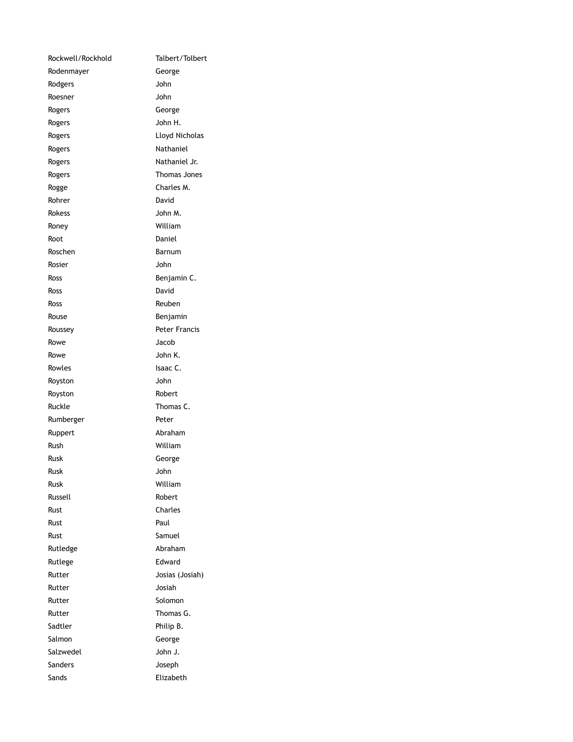| | |
|---|---|
| Rockwell/Rockhold | Talbert/Tolbert |
| Rodenmayer | George |
| Rodgers | John |
| Roesner | John |
| Rogers | George |
| Rogers | John H. |
| Rogers | Lloyd Nicholas |
| Rogers | Nathaniel |
| Rogers | Nathaniel Jr. |
| Rogers | Thomas Jones |
| Rogge | Charles M. |
| Rohrer | David |
| Rokess | John M. |
| Roney | William |
| Root | Daniel |
| Roschen | Barnum |
| Rosier | John |
| Ross | Benjamin C. |
| Ross | David |
| Ross | Reuben |
| Rouse | Benjamin |
| Roussey | Peter Francis |
| Rowe | Jacob |
| Rowe | John K. |
| Rowles | Isaac C. |
| Royston | John |
| Royston | Robert |
| Ruckle | Thomas C. |
| Rumberger | Peter |
| Ruppert | Abraham |
| Rush | William |
| Rusk | George |
| Rusk | John |
| Rusk | William |
| Russell | Robert |
| Rust | Charles |
| Rust | Paul |
| Rust | Samuel |
| Rutledge | Abraham |
| Rutlege | Edward |
| Rutter | Josias (Josiah) |
| Rutter | Josiah |
| Rutter | Solomon |
| Rutter | Thomas G. |
| Sadtler | Philip B. |
| Salmon | George |
| Salzwedel | John J. |
| Sanders | Joseph |
| Sands | Elizabeth |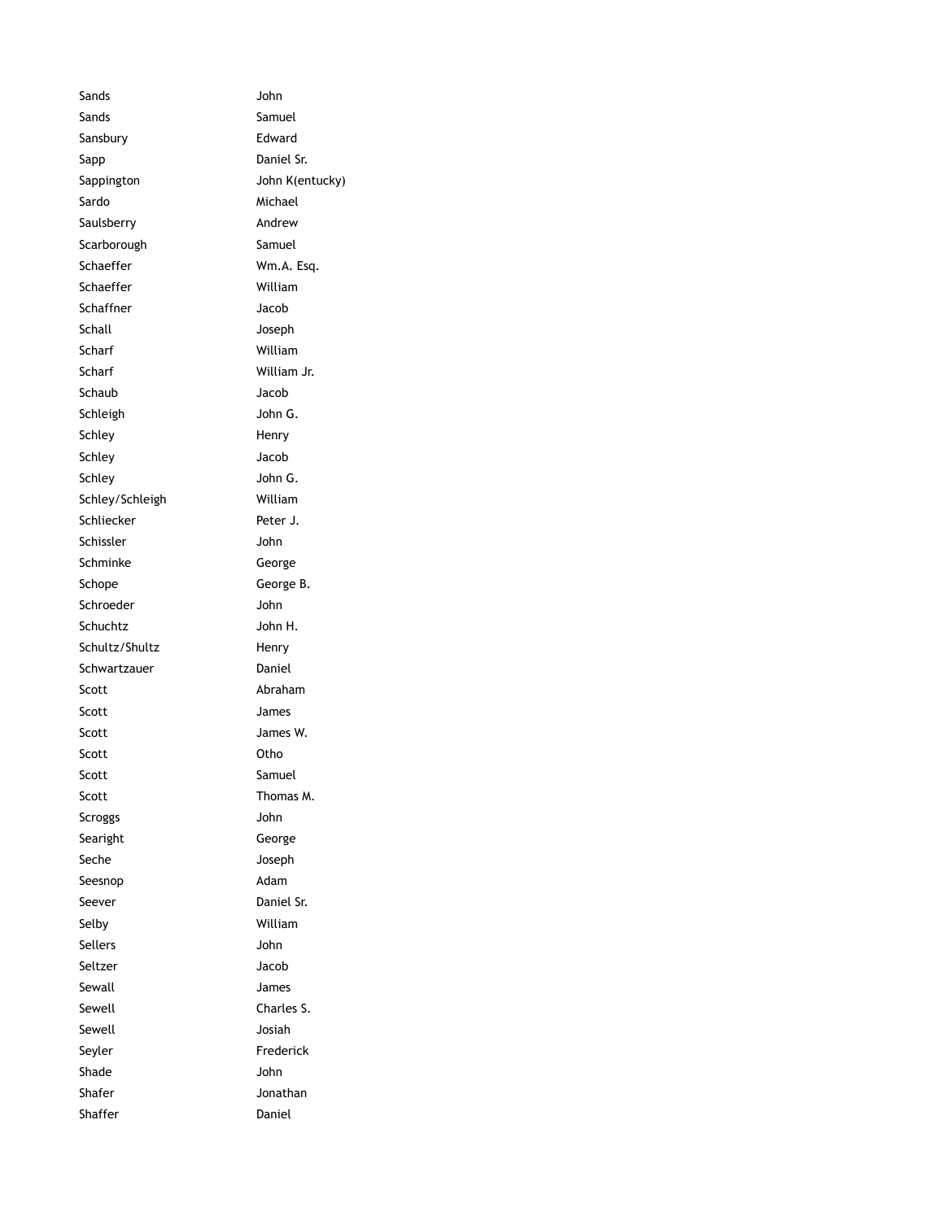| | |
|---|---|
| Sands | John |
| Sands | Samuel |
| Sansbury | Edward |
| Sapp | Daniel Sr. |
| Sappington | John K(entucky) |
| Sardo | Michael |
| Saulsberry | Andrew |
| Scarborough | Samuel |
| Schaeffer | Wm.A. Esq. |
| Schaeffer | William |
| Schaffner | Jacob |
| Schall | Joseph |
| Scharf | William |
| Scharf | William Jr. |
| Schaub | Jacob |
| Schleigh | John G. |
| Schley | Henry |
| Schley | Jacob |
| Schley | John G. |
| Schley/Schleigh | William |
| Schliecker | Peter J. |
| Schissler | John |
| Schminke | George |
| Schope | George B. |
| Schroeder | John |
| Schuchtz | John H. |
| Schultz/Shultz | Henry |
| Schwartzauer | Daniel |
| Scott | Abraham |
| Scott | James |
| Scott | James W. |
| Scott | Otho |
| Scott | Samuel |
| Scott | Thomas M. |
| Scroggs | John |
| Searight | George |
| Seche | Joseph |
| Seesnop | Adam |
| Seever | Daniel Sr. |
| Selby | William |
| Sellers | John |
| Seltzer | Jacob |
| Sewall | James |
| Sewell | Charles S. |
| Sewell | Josiah |
| Seyler | Frederick |
| Shade | John |
| Shafer | Jonathan |
| Shaffer | Daniel |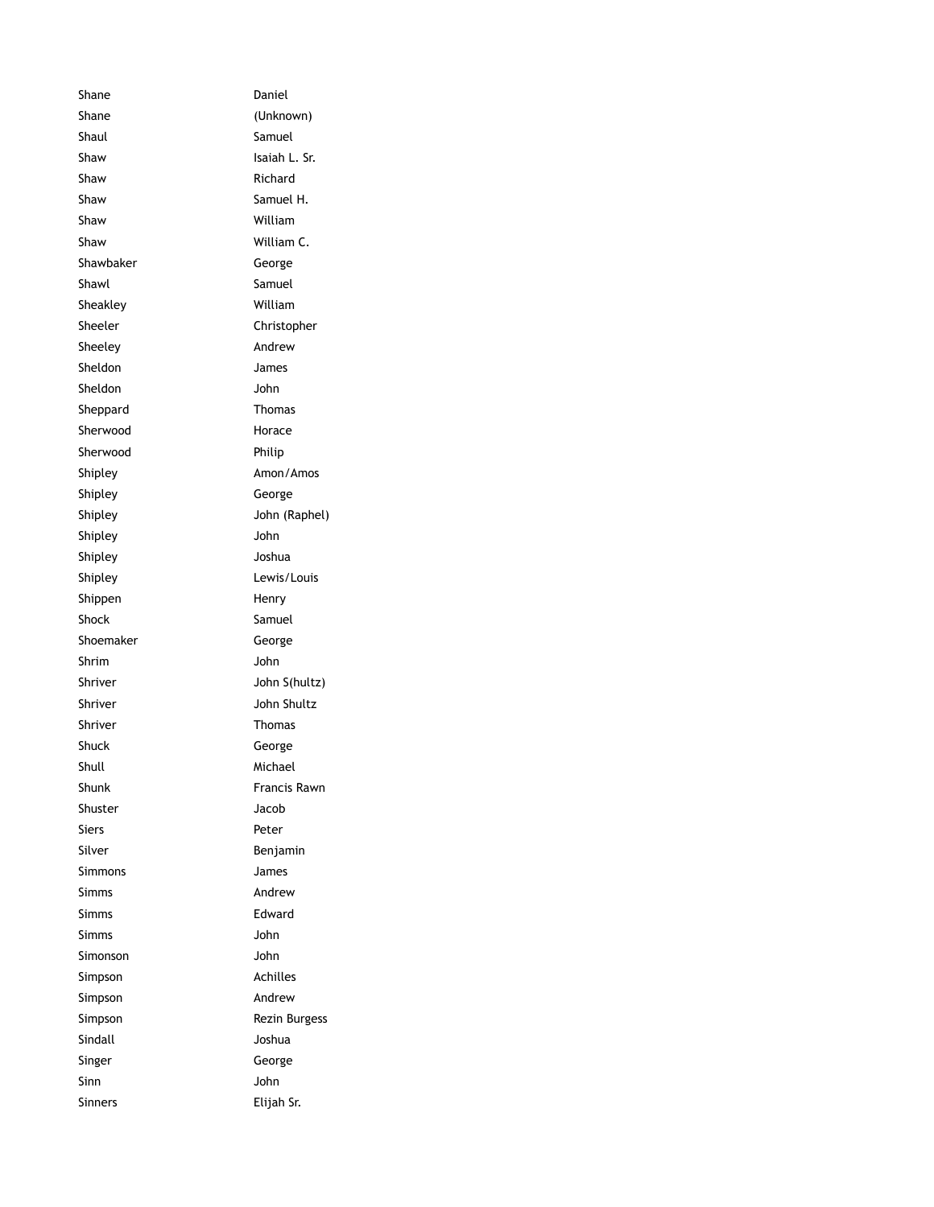| | |
|---|---|
| Shane | Daniel |
| Shane | (Unknown) |
| Shaul | Samuel |
| Shaw | Isaiah L. Sr. |
| Shaw | Richard |
| Shaw | Samuel H. |
| Shaw | William |
| Shaw | William C. |
| Shawbaker | George |
| Shawl | Samuel |
| Sheakley | William |
| Sheeler | Christopher |
| Sheeley | Andrew |
| Sheldon | James |
| Sheldon | John |
| Sheppard | Thomas |
| Sherwood | Horace |
| Sherwood | Philip |
| Shipley | Amon/Amos |
| Shipley | George |
| Shipley | John (Raphel) |
| Shipley | John |
| Shipley | Joshua |
| Shipley | Lewis/Louis |
| Shippen | Henry |
| Shock | Samuel |
| Shoemaker | George |
| Shrim | John |
| Shriver | John S(hultz) |
| Shriver | John Shultz |
| Shriver | Thomas |
| Shuck | George |
| Shull | Michael |
| Shunk | Francis Rawn |
| Shuster | Jacob |
| Siers | Peter |
| Silver | Benjamin |
| Simmons | James |
| Simms | Andrew |
| Simms | Edward |
| Simms | John |
| Simonson | John |
| Simpson | Achilles |
| Simpson | Andrew |
| Simpson | Rezin Burgess |
| Sindall | Joshua |
| Singer | George |
| Sinn | John |
| Sinners | Elijah Sr. |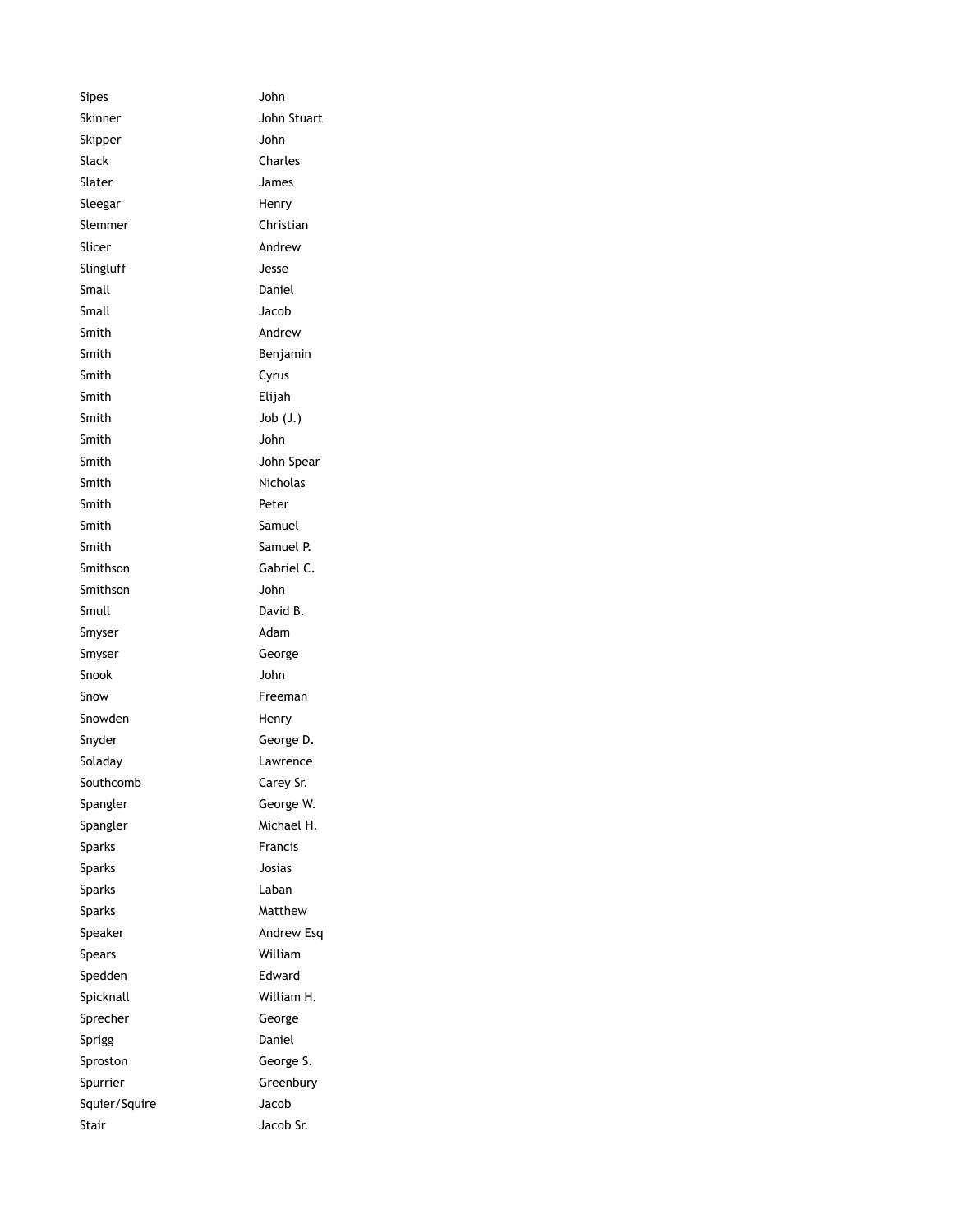| | |
|---|---|
| Sipes | John |
| Skinner | John Stuart |
| Skipper | John |
| Slack | Charles |
| Slater | James |
| Sleegar | Henry |
| Slemmer | Christian |
| Slicer | Andrew |
| Slingluff | Jesse |
| Small | Daniel |
| Small | Jacob |
| Smith | Andrew |
| Smith | Benjamin |
| Smith | Cyrus |
| Smith | Elijah |
| Smith | Job (J.) |
| Smith | John |
| Smith | John Spear |
| Smith | Nicholas |
| Smith | Peter |
| Smith | Samuel |
| Smith | Samuel P. |
| Smithson | Gabriel C. |
| Smithson | John |
| Smull | David B. |
| Smyser | Adam |
| Smyser | George |
| Snook | John |
| Snow | Freeman |
| Snowden | Henry |
| Snyder | George D. |
| Soladay | Lawrence |
| Southcomb | Carey Sr. |
| Spangler | George W. |
| Spangler | Michael H. |
| Sparks | Francis |
| Sparks | Josias |
| Sparks | Laban |
| Sparks | Matthew |
| Speaker | Andrew Esq |
| Spears | William |
| Spedden | Edward |
| Spicknall | William H. |
| Sprecher | George |
| Sprigg | Daniel |
| Sproston | George S. |
| Spurrier | Greenbury |
| Squier/Squire | Jacob |
| Stair | Jacob Sr. |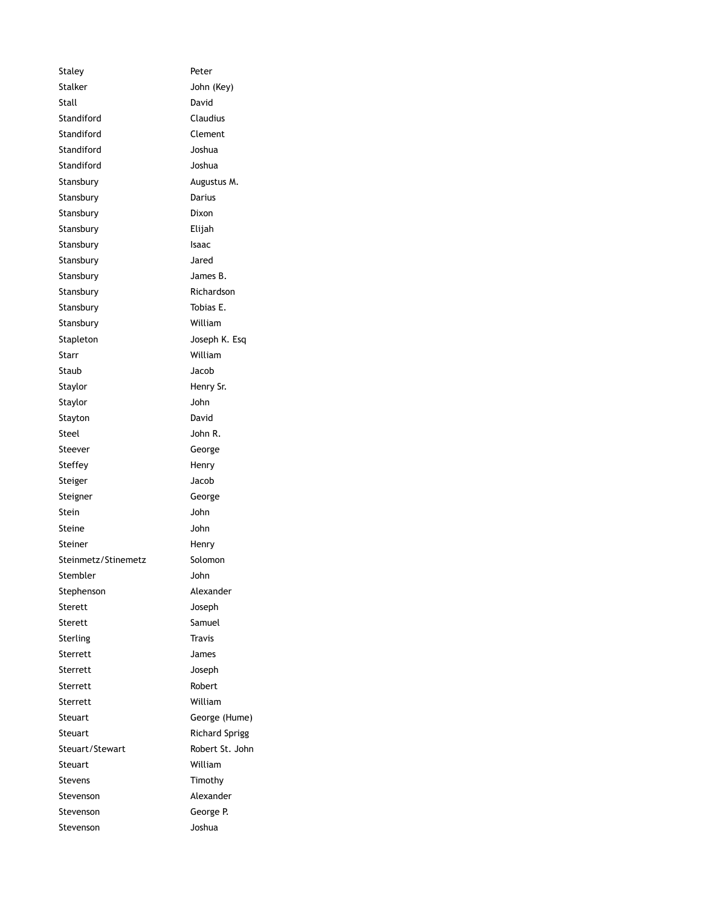| | |
|---|---|
| Staley | Peter |
| Stalker | John (Key) |
| Stall | David |
| Standiford | Claudius |
| Standiford | Clement |
| Standiford | Joshua |
| Standiford | Joshua |
| Stansbury | Augustus M. |
| Stansbury | Darius |
| Stansbury | Dixon |
| Stansbury | Elijah |
| Stansbury | Isaac |
| Stansbury | Jared |
| Stansbury | James B. |
| Stansbury | Richardson |
| Stansbury | Tobias E. |
| Stansbury | William |
| Stapleton | Joseph K. Esq |
| Starr | William |
| Staub | Jacob |
| Staylor | Henry Sr. |
| Staylor | John |
| Stayton | David |
| Steel | John R. |
| Steever | George |
| Steffey | Henry |
| Steiger | Jacob |
| Steigner | George |
| Stein | John |
| Steine | John |
| Steiner | Henry |
| Steinmetz/Stinemetz | Solomon |
| Stembler | John |
| Stephenson | Alexander |
| Sterett | Joseph |
| Sterett | Samuel |
| Sterling | Travis |
| Sterrett | James |
| Sterrett | Joseph |
| Sterrett | Robert |
| Sterrett | William |
| Steuart | George (Hume) |
| Steuart | Richard Sprigg |
| Steuart/Stewart | Robert St. John |
| Steuart | William |
| Stevens | Timothy |
| Stevenson | Alexander |
| Stevenson | George P. |
| Stevenson | Joshua |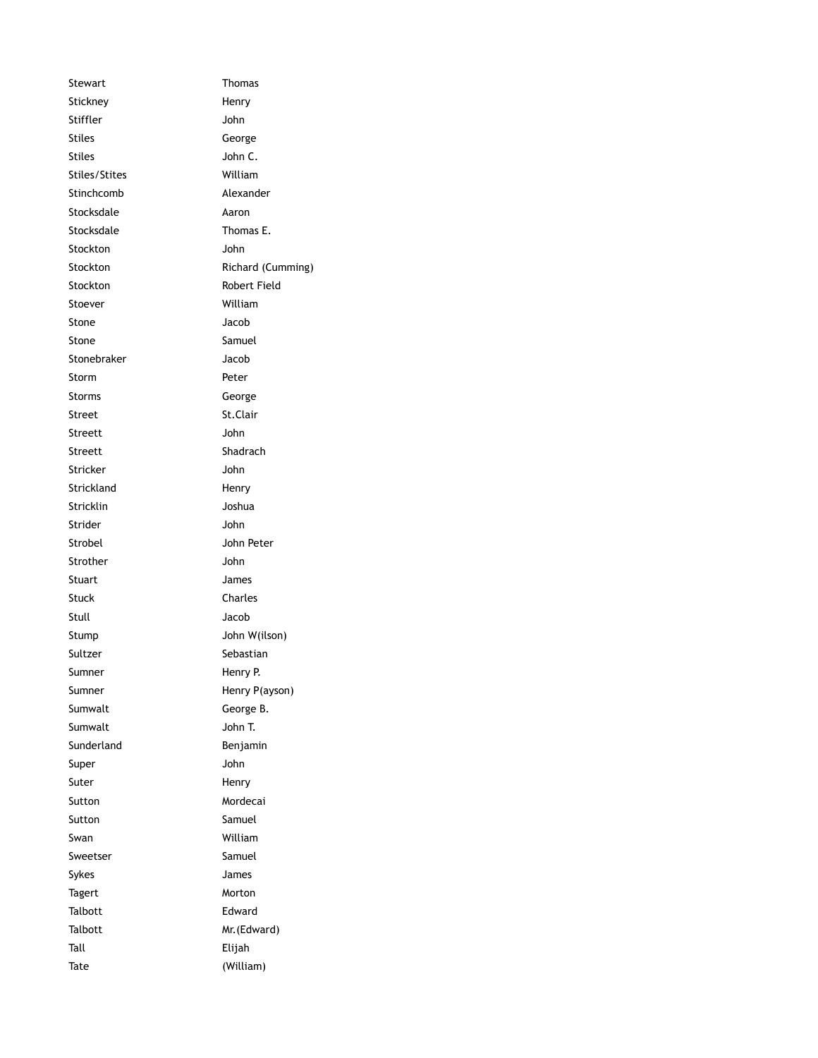| | |
|---|---|
| Stewart | Thomas |
| Stickney | Henry |
| Stiffler | John |
| Stiles | George |
| Stiles | John C. |
| Stiles/Stites | William |
| Stinchcomb | Alexander |
| Stocksdale | Aaron |
| Stocksdale | Thomas E. |
| Stockton | John |
| Stockton | Richard (Cumming) |
| Stockton | Robert Field |
| Stoever | William |
| Stone | Jacob |
| Stone | Samuel |
| Stonebraker | Jacob |
| Storm | Peter |
| Storms | George |
| Street | St.Clair |
| Streett | John |
| Streett | Shadrach |
| Stricker | John |
| Strickland | Henry |
| Stricklin | Joshua |
| Strider | John |
| Strobel | John Peter |
| Strother | John |
| Stuart | James |
| Stuck | Charles |
| Stull | Jacob |
| Stump | John W(ilson) |
| Sultzer | Sebastian |
| Sumner | Henry P. |
| Sumner | Henry P(ayson) |
| Sumwalt | George B. |
| Sumwalt | John T. |
| Sunderland | Benjamin |
| Super | John |
| Suter | Henry |
| Sutton | Mordecai |
| Sutton | Samuel |
| Swan | William |
| Sweetser | Samuel |
| Sykes | James |
| Tagert | Morton |
| Talbott | Edward |
| Talbott | Mr.(Edward) |
| Tall | Elijah |
| Tate | (William) |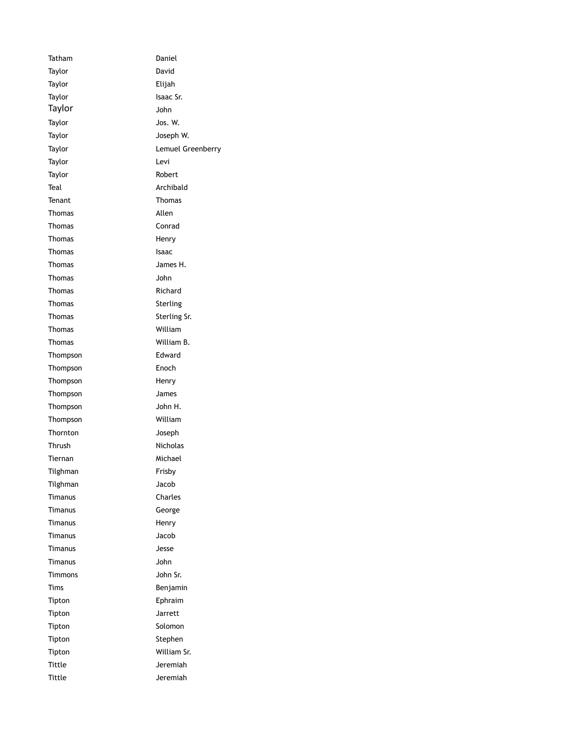| | |
|---|---|
| Tatham | Daniel |
| Taylor | David |
| Taylor | Elijah |
| Taylor | Isaac Sr. |
| Taylor | John |
| Taylor | Jos. W. |
| Taylor | Joseph W. |
| Taylor | Lemuel Greenberry |
| Taylor | Levi |
| Taylor | Robert |
| Teal | Archibald |
| Tenant | Thomas |
| Thomas | Allen |
| Thomas | Conrad |
| Thomas | Henry |
| Thomas | Isaac |
| Thomas | James H. |
| Thomas | John |
| Thomas | Richard |
| Thomas | Sterling |
| Thomas | Sterling Sr. |
| Thomas | William |
| Thomas | William B. |
| Thompson | Edward |
| Thompson | Enoch |
| Thompson | Henry |
| Thompson | James |
| Thompson | John H. |
| Thompson | William |
| Thornton | Joseph |
| Thrush | Nicholas |
| Tiernan | Michael |
| Tilghman | Frisby |
| Tilghman | Jacob |
| Timanus | Charles |
| Timanus | George |
| Timanus | Henry |
| Timanus | Jacob |
| Timanus | Jesse |
| Timanus | John |
| Timmons | John Sr. |
| Tims | Benjamin |
| Tipton | Ephraim |
| Tipton | Jarrett |
| Tipton | Solomon |
| Tipton | Stephen |
| Tipton | William Sr. |
| Tittle | Jeremiah |
| Tittle | Jeremiah |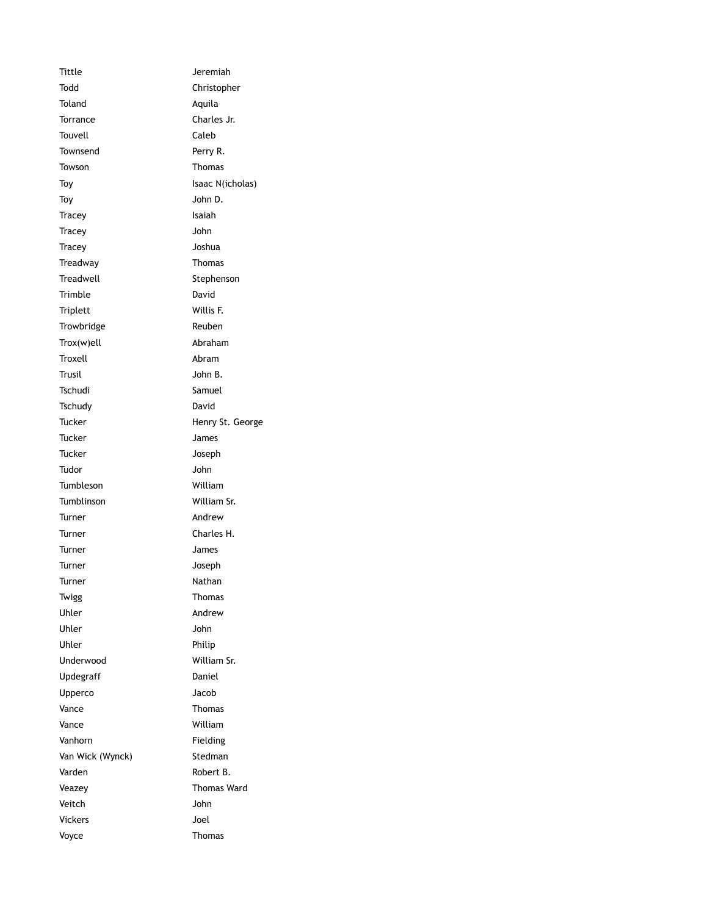| | |
|---|---|
| Tittle | Jeremiah |
| Todd | Christopher |
| Toland | Aquila |
| Torrance | Charles Jr. |
| Touvell | Caleb |
| Townsend | Perry R. |
| Towson | Thomas |
| Toy | Isaac N(icholas) |
| Toy | John D. |
| Tracey | Isaiah |
| Tracey | John |
| Tracey | Joshua |
| Treadway | Thomas |
| Treadwell | Stephenson |
| Trimble | David |
| Triplett | Willis F. |
| Trowbridge | Reuben |
| Trox(w)ell | Abraham |
| Troxell | Abram |
| Trusil | John B. |
| Tschudi | Samuel |
| Tschudy | David |
| Tucker | Henry St. George |
| Tucker | James |
| Tucker | Joseph |
| Tudor | John |
| Tumbleson | William |
| Tumblinson | William Sr. |
| Turner | Andrew |
| Turner | Charles H. |
| Turner | James |
| Turner | Joseph |
| Turner | Nathan |
| Twigg | Thomas |
| Uhler | Andrew |
| Uhler | John |
| Uhler | Philip |
| Underwood | William Sr. |
| Updegraff | Daniel |
| Upperco | Jacob |
| Vance | Thomas |
| Vance | William |
| Vanhorn | Fielding |
| Van Wick (Wynck) | Stedman |
| Varden | Robert B. |
| Veazey | Thomas Ward |
| Veitch | John |
| Vickers | Joel |
| Voyce | Thomas |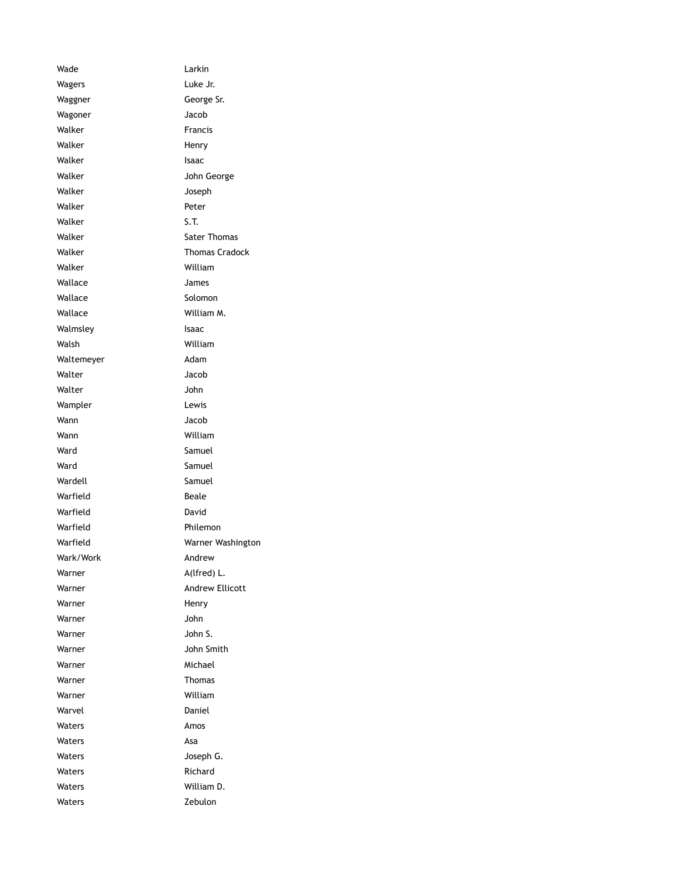| | |
|---|---|
| Wade | Larkin |
| Wagers | Luke Jr. |
| Waggner | George Sr. |
| Wagoner | Jacob |
| Walker | Francis |
| Walker | Henry |
| Walker | Isaac |
| Walker | John George |
| Walker | Joseph |
| Walker | Peter |
| Walker | S.T. |
| Walker | Sater Thomas |
| Walker | Thomas Cradock |
| Walker | William |
| Wallace | James |
| Wallace | Solomon |
| Wallace | William M. |
| Walmsley | Isaac |
| Walsh | William |
| Waltemeyer | Adam |
| Walter | Jacob |
| Walter | John |
| Wampler | Lewis |
| Wann | Jacob |
| Wann | William |
| Ward | Samuel |
| Ward | Samuel |
| Wardell | Samuel |
| Warfield | Beale |
| Warfield | David |
| Warfield | Philemon |
| Warfield | Warner Washington |
| Wark/Work | Andrew |
| Warner | A(lfred) L. |
| Warner | Andrew Ellicott |
| Warner | Henry |
| Warner | John |
| Warner | John S. |
| Warner | John Smith |
| Warner | Michael |
| Warner | Thomas |
| Warner | William |
| Warvel | Daniel |
| Waters | Amos |
| Waters | Asa |
| Waters | Joseph G. |
| Waters | Richard |
| Waters | William D. |
| Waters | Zebulon |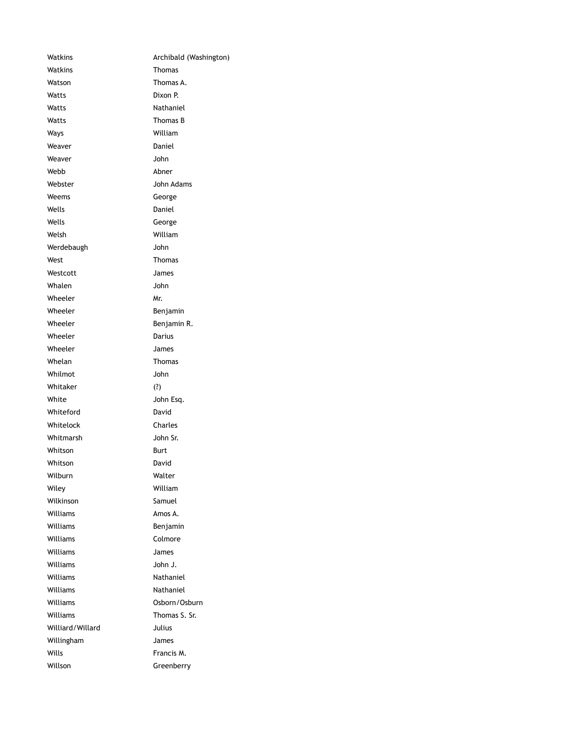| | |
|---|---|
| Watkins | Archibald (Washington) |
| Watkins | Thomas |
| Watson | Thomas A. |
| Watts | Dixon P. |
| Watts | Nathaniel |
| Watts | Thomas B |
| Ways | William |
| Weaver | Daniel |
| Weaver | John |
| Webb | Abner |
| Webster | John Adams |
| Weems | George |
| Wells | Daniel |
| Wells | George |
| Welsh | William |
| Werdebaugh | John |
| West | Thomas |
| Westcott | James |
| Whalen | John |
| Wheeler | Mr. |
| Wheeler | Benjamin |
| Wheeler | Benjamin R. |
| Wheeler | Darius |
| Wheeler | James |
| Whelan | Thomas |
| Whilmot | John |
| Whitaker | (?) |
| White | John Esq. |
| Whiteford | David |
| Whitelock | Charles |
| Whitmarsh | John Sr. |
| Whitson | Burt |
| Whitson | David |
| Wilburn | Walter |
| Wiley | William |
| Wilkinson | Samuel |
| Williams | Amos A. |
| Williams | Benjamin |
| Williams | Colmore |
| Williams | James |
| Williams | John J. |
| Williams | Nathaniel |
| Williams | Nathaniel |
| Williams | Osborn/Osburn |
| Williams | Thomas S. Sr. |
| Williard/Willard | Julius |
| Willingham | James |
| Wills | Francis M. |
| Willson | Greenberry |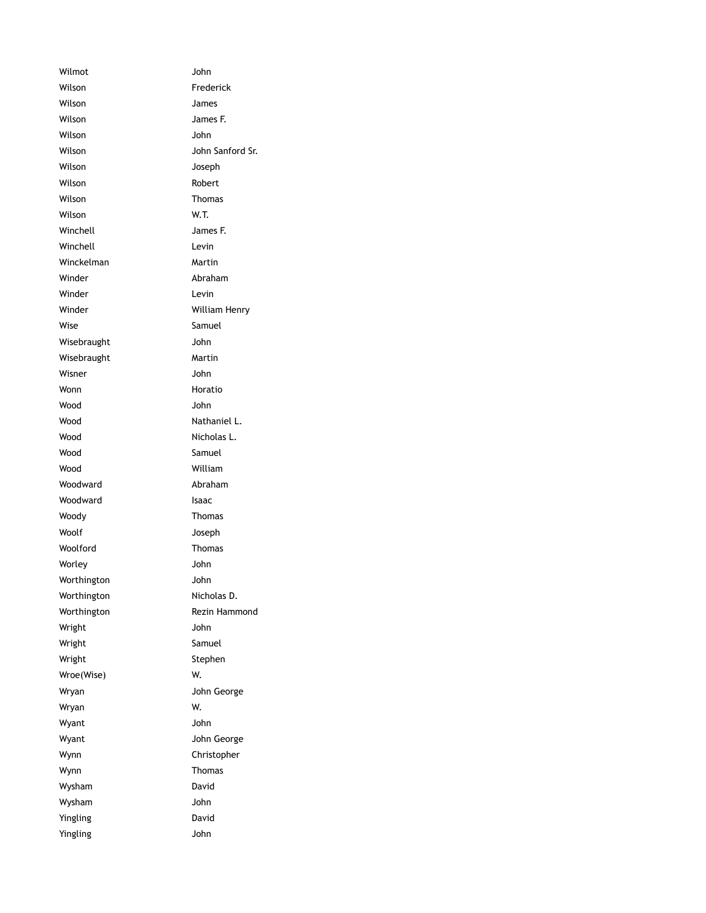| | |
|---|---|
| Wilmot | John |
| Wilson | Frederick |
| Wilson | James |
| Wilson | James F. |
| Wilson | John |
| Wilson | John Sanford Sr. |
| Wilson | Joseph |
| Wilson | Robert |
| Wilson | Thomas |
| Wilson | W.T. |
| Winchell | James F. |
| Winchell | Levin |
| Winckelman | Martin |
| Winder | Abraham |
| Winder | Levin |
| Winder | William Henry |
| Wise | Samuel |
| Wisebraught | John |
| Wisebraught | Martin |
| Wisner | John |
| Wonn | Horatio |
| Wood | John |
| Wood | Nathaniel L. |
| Wood | Nicholas L. |
| Wood | Samuel |
| Wood | William |
| Woodward | Abraham |
| Woodward | Isaac |
| Woody | Thomas |
| Woolf | Joseph |
| Woolford | Thomas |
| Worley | John |
| Worthington | John |
| Worthington | Nicholas D. |
| Worthington | Rezin Hammond |
| Wright | John |
| Wright | Samuel |
| Wright | Stephen |
| Wroe(Wise) | W. |
| Wryan | John George |
| Wryan | W. |
| Wyant | John |
| Wyant | John George |
| Wynn | Christopher |
| Wynn | Thomas |
| Wysham | David |
| Wysham | John |
| Yingling | David |
| Yingling | John |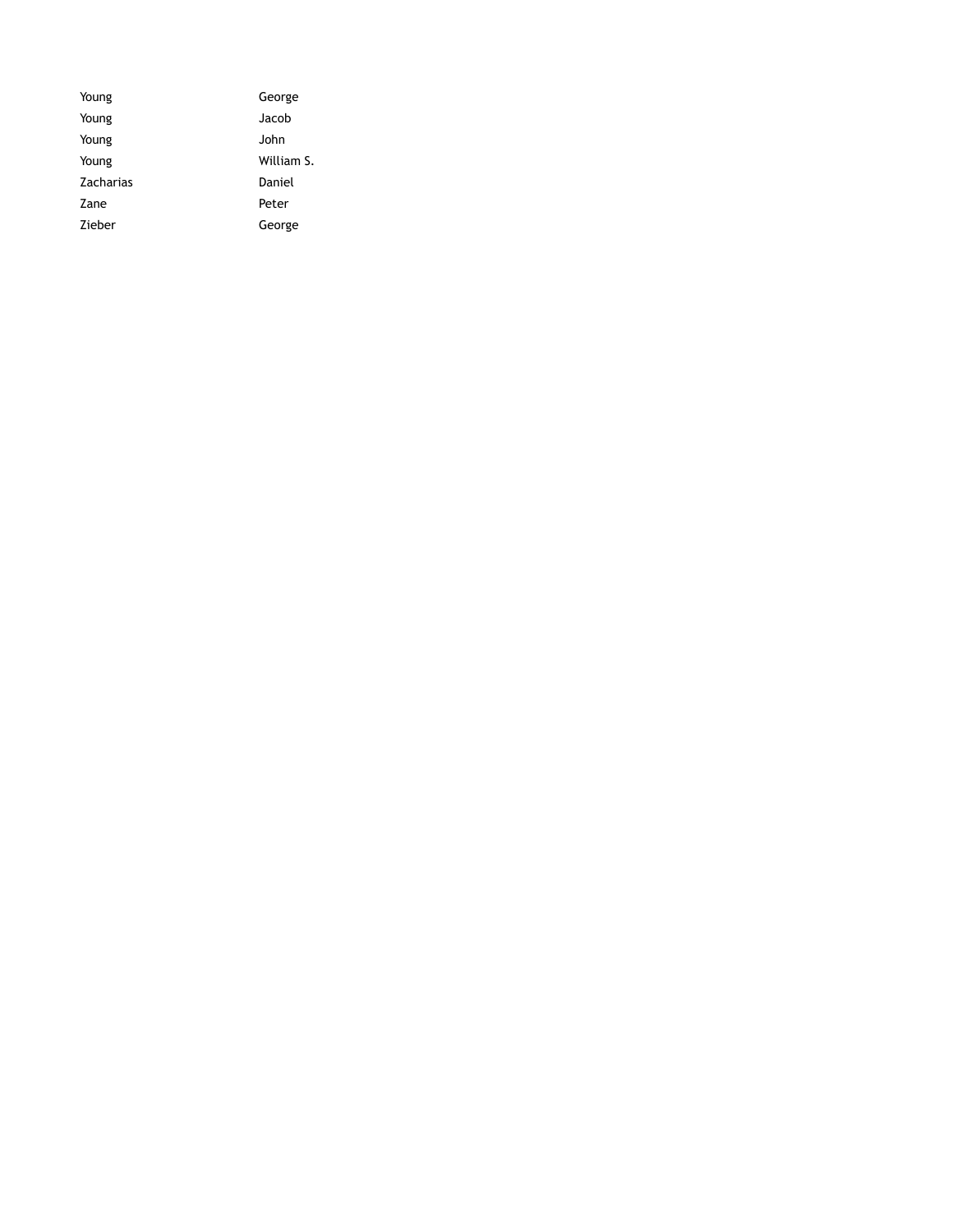| | |
|---|---|
| Young | George |
| Young | Jacob |
| Young | John |
| Young | William S. |
| Zacharias | Daniel |
| Zane | Peter |
| Zieber | George |